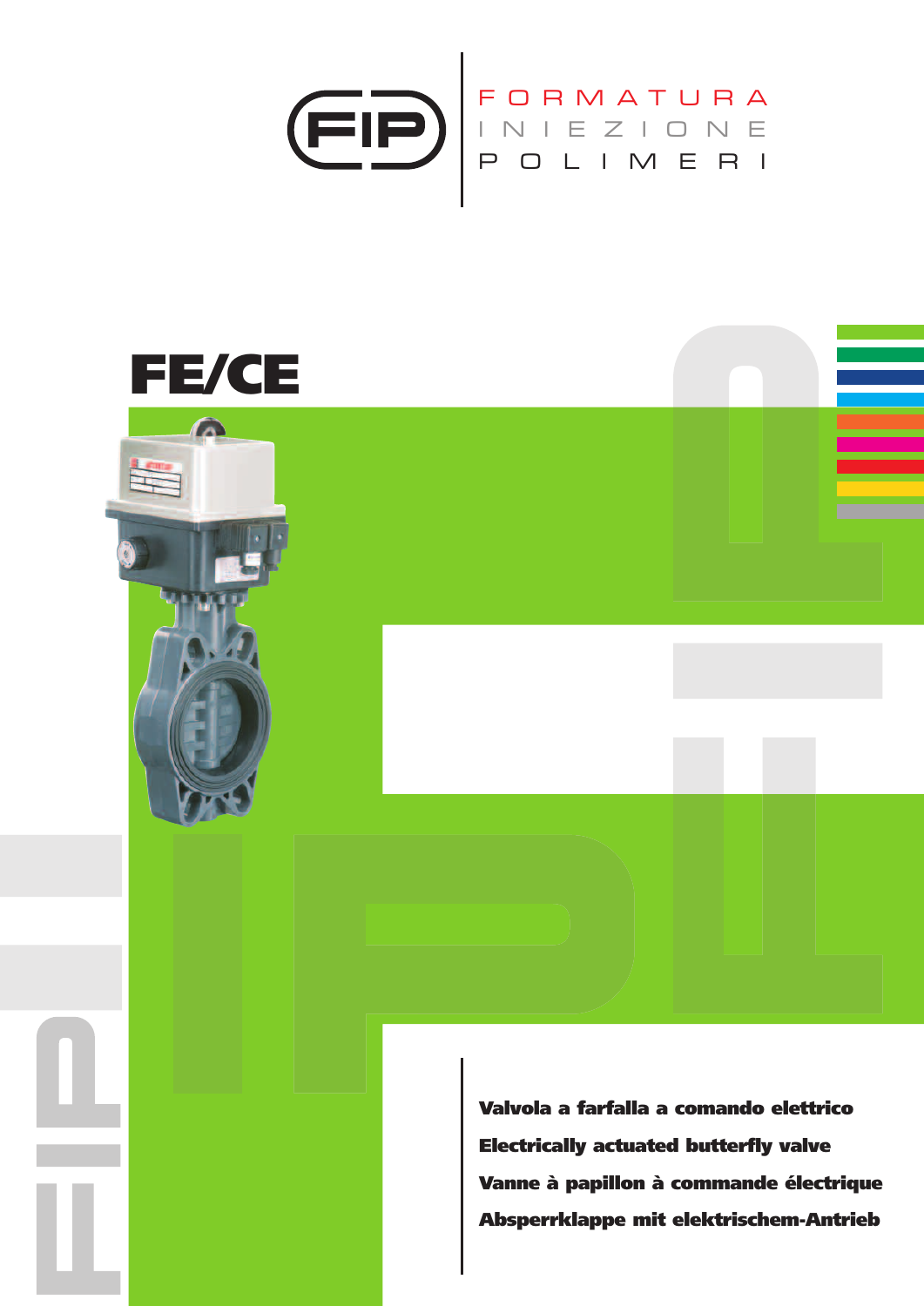FORMATURA INIEZIONE POLIMERI

# FE/CE

**Valvola a farfalla a comando elettrico**

**Electrically actuated butterfly valve**

**Vanne à papillon à commande électrique**

**Absperrklappe mit elektrischem-Antrieb**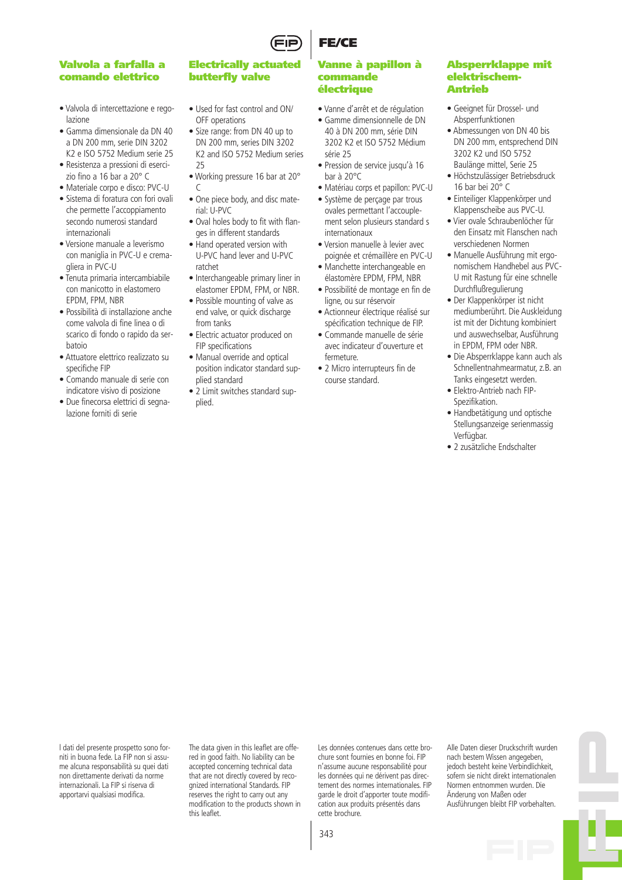# FE/CE

## Valvola a farfalla a comando elettrico

- Valvola di intercettazione e regolazione
- Gamma dimensionale da DN 40 a DN 200 mm, serie DIN 3202 K2 e ISO 5752 Medium serie 25
- Resistenza a pressioni di esercizio fino a 16 bar a 20° C
- Materiale corpo e disco: PVC-U
- Sistema di foratura con fori ovali che permette l'accoppiamento secondo numerosi standard internazionali
- Versione manuale a leverismo con maniglia in PVC-U e cremagliera in PVC-U
- Tenuta primaria intercambiabile con manicotto in elastomero EPDM, FPM, NBR
- Possibilità di installazione anche come valvola di fine linea o di scarico di fondo o rapido da serbatoio
- Attuatore elettrico realizzato su specifiche FIP
- Comando manuale di serie con indicatore visivo di posizione
- Due finecorsa elettrici di segnalazione forniti di serie

## Electrically actuated butterfly valve

- Used for fast control and ON/OFF operations
- Size range: from DN 40 up to DN 200 mm, series DIN 3202 K2 and ISO 5752 Medium series 25
- Working pressure 16 bar at 20° C
- One piece body, and disc material: U-PVC
- Oval holes body to fit with flanges in different standards
- Hand operated version with U-PVC hand lever and U-PVC ratchet
- Interchangeable primary liner in elastomer EPDM, FPM, or NBR.
- Possible mounting of valve as end valve, or quick discharge from tanks
- Electric actuator produced on FIP specifications
- Manual override and optical position indicator standard supplied standard
- 2 Limit switches standard supplied.

## Vanne à papillon à commande électrique

- Vanne d'arrêt et de régulation
- Gamme dimensionnelle de DN 40 à DN 200 mm, série DIN 3202 K2 et ISO 5752 Médium série 25
- Pression de service jusqu'à 16 bar à 20°C
- Matériau corps et papillon: PVC-U
- Système de perçage par trous ovales permettant l'accouplement selon plusieurs standard s internationaux
- Version manuelle à levier avec poignée et crémaillère en PVC-U
- Manchette interchangeable en élastomère EPDM, FPM, NBR
- Possibilité de montage en fin de ligne, ou sur réservoir
- Actionneur électrique réalisé sur spécification technique de FIP.
- Commande manuelle de série avec indicateur d'ouverture et fermeture.
- 2 Micro interrupteurs fin de course standard.

## Absperrklappe mit elektrischem-Antrieb

- Geeignet für Drossel- und Absperrfunktionen
- Abmessungen von DN 40 bis DN 200 mm, entsprechend DIN 3202 K2 und ISO 5752 Baulänge mittel, Serie 25
- Höchstzulässiger Betriebsdruck 16 bar bei 20° C
- Einteiliger Klappenkörper und Klappenscheibe aus PVC-U.
- Vier ovale Schraubenlöcher für den Einsatz mit Flanschen nach verschiedenen Normen
- Manuelle Ausführung mit ergonomischem Handhebel aus PVC-U mit Rastung für eine schnelle Durchflußregulierung
- Der Klappenkörper ist nicht mediumberührt. Die Auskleidung ist mit der Dichtung kombiniert und auswechselbar, Ausführung in EPDM, FPM oder NBR.
- Die Absperrklappe kann auch als Schnellentnahmearmatur, z.B. an Tanks eingesetzt werden.
- Elektro-Antrieb nach FIP-Spezifikation.
- Handbetätigung und optische Stellungsanzeige serienmassig Verfügbar.
- 2 zusätzliche Endschalter

I dati del presente prospetto sono forniti in buona fede. La FIP non si assume alcuna responsabilità su quei dati non direttamente derivati da norme internazionali. La FIP si riserva di apportarvi qualsiasi modifica.

The data given in this leaflet are offered in good faith. No liability can be accepted concerning technical data that are not directly covered by recognized international Standards. FIP reserves the right to carry out any modification to the products shown in this leaflet.

Les données contenues dans cette brochure sont fournies en bonne foi. FIP n'assume aucune responsabilité pour les données qui ne dérivent pas directement des normes internationales. FIP garde le droit d'apporter toute modification aux produits présentés dans cette brochure.

Alle Daten dieser Druckschrift wurden nach bestem Wissen angegeben, jedoch besteht keine Verbindlichkeit, sofern sie nicht direkt internationalen Normen entnommen wurden. Die Änderung von Maßen oder Ausführungen bleibt FIP vorbehalten.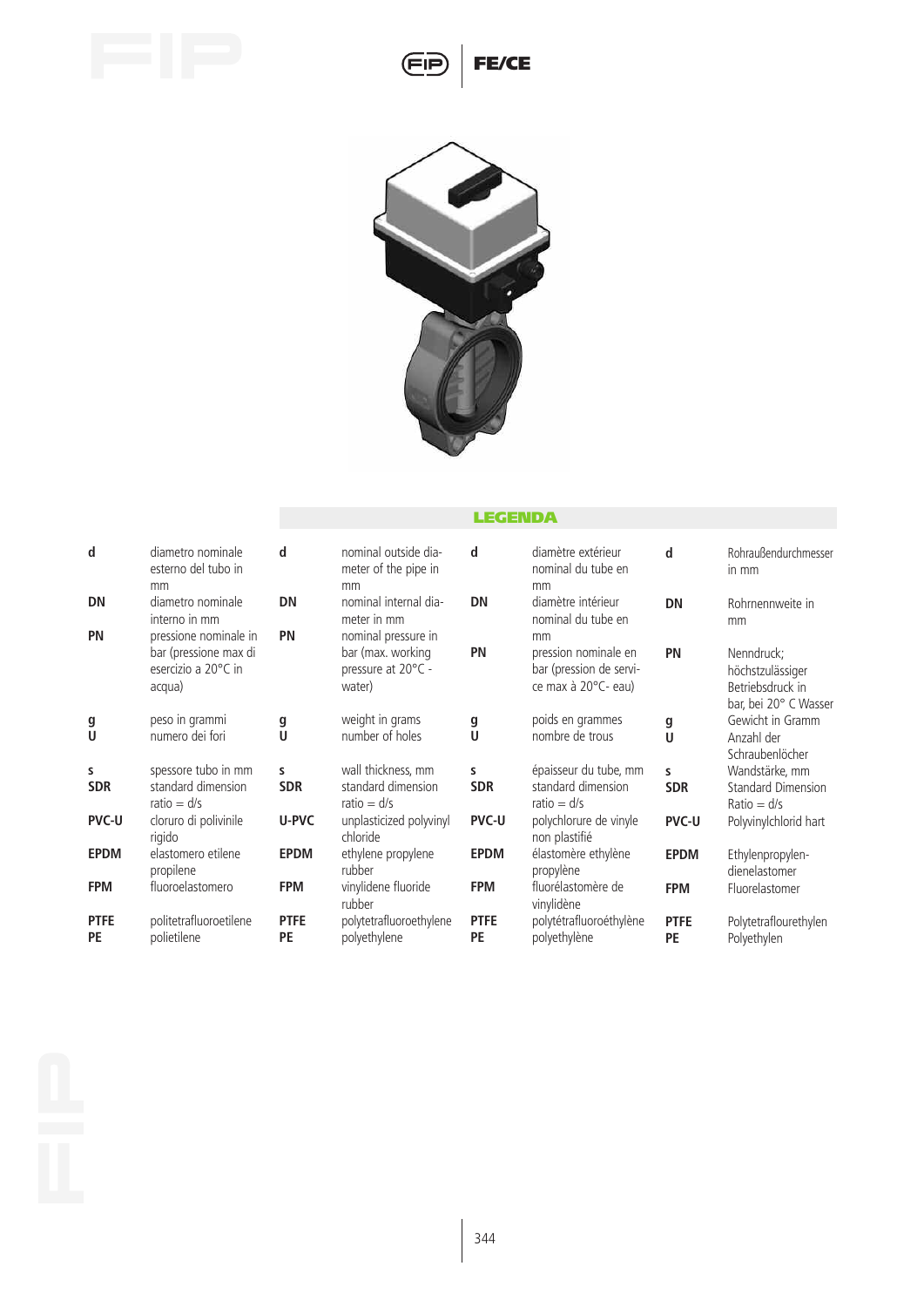## LEGENDA

| | | | | | | | |
|---|---|---|---|---|---|---|---|
| **d** | diametro nominale esterno del tubo in mm | **d** | nominal outside diameter of the pipe in mm | **d** | diamètre extérieur nominal du tube en mm | **d** | Rohraußendurchmesser in mm |
| **DN** | diametro nominale interno in mm | **DN** | nominal internal diameter in mm | **DN** | diamètre intérieur nominal du tube en mm | **DN** | Rohrnennweite in mm |
| **PN** | pressione nominale in bar (pressione max di esercizio a 20°C in acqua) | **PN** | nominal pressure in bar (max. working pressure at 20°C - water) | **PN** | pression nominale en bar (pression de service max à 20°C- eau) | **PN** | Nenndruck; höchstzulässiger Betriebsdruck in bar, bei 20° C Wasser |
| **g** | peso in grammi | **g** | weight in grams | **g** | poids en grammes | **g** | Gewicht in Gramm |
| **U** | numero dei fori | **U** | number of holes | **U** | nombre de trous | **U** | Anzahl der Schraubenlöcher |
| **s** | spessore tubo in mm | **s** | wall thickness, mm | **s** | épaisseur du tube, mm | **s** | Wandstärke, mm |
| **SDR** | standard dimension ratio = d/s | **SDR** | standard dimension ratio = d/s | **SDR** | standard dimension ratio = d/s | **SDR** | Standard Dimension Ratio = d/s |
| **PVC-U** | cloruro di polivinile rigido | **U-PVC** | unplasticized polyvinyl chloride | **PVC-U** | polychlorure de vinyle non plastifié | **PVC-U** | Polyvinylchlorid hart |
| **EPDM** | elastomero etilene propilene | **EPDM** | ethylene propylene rubber | **EPDM** | élastomère ethylène propylène | **EPDM** | Ethylenpropylen-dienelastomer |
| **FPM** | fluoroelastomero | **FPM** | vinylidene fluoride rubber | **FPM** | fluorélastomère de vinylidène | **FPM** | Fluorelastomer |
| **PTFE** | politetrafluoroetilene | **PTFE** | polytetrafluoroethylene | **PTFE** | polytétrafluoroéthylène | **PTFE** | Polytetraflourethylen |
| **PE** | polietilene | **PE** | polyethylene | **PE** | polyethylène | **PE** | Polyethylen |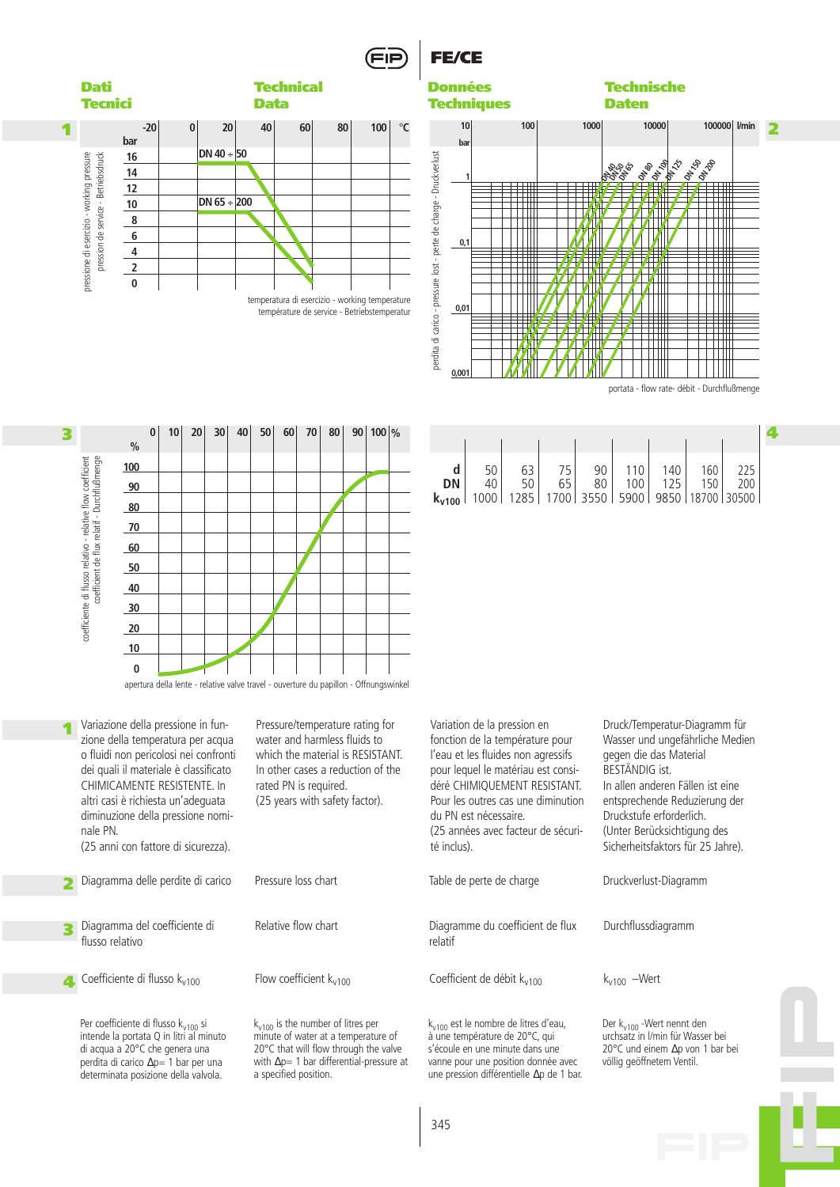# FE/CE

## Dati Tecnici / Technical Data / Données Techniques / Technische Daten

**1**

pressione di esercizio - working pressure - pression de service - Betriebsdruck (bar)

DN 40 ÷ 50

DN 65 ÷ 200

temperatura di esercizio - working temperature - température de service - Betriebstemperatur (°C)

**2**

perdita di carico - pressure lost - perte de charge - Druckverlust (bar)

DN 40, DN 50, DN 65, DN 80, DN 100, DN 125, DN 150, DN 200

portata - flow rate- débit - Durchflußmenge (l/min)

**3**

coefficiente di flusso relativo - relative flow coefficient - coefficient de flux relatif - Durchflußmenge (%)

apertura della lente - relative valve travel - ouverture du papillon - Offnungswinkel (%)

**4**

| d | 50 | 63 | 75 | 90 | 110 | 140 | 160 | 225 |
|---|---|---|---|---|---|---|---|---|
| DN | 40 | 50 | 65 | 80 | 100 | 125 | 150 | 200 |
| $k_{v100}$ | 1000 | 1285 | 1700 | 3550 | 5900 | 9850 | 18700 | 30500 |

**1** Variazione della pressione in funzione della temperatura per acqua o fluidi non pericolosi nei confronti dei quali il materiale è classificato CHIMICAMENTE RESISTENTE. In altri casi è richiesta un'adeguata diminuzione della pressione nominale PN.
(25 anni con fattore di sicurezza).

Pressure/temperature rating for water and harmless fluids to which the material is RESISTANT. In other cases a reduction of the rated PN is required.
(25 years with safety factor).

Variation de la pression en fonction de la température pour l'eau et les fluides non agressifs pour lequel le matériau est considéré CHIMIQUEMENT RESISTANT. Pour les outres cas une diminution du PN est nécessaire.
(25 années avec facteur de sécurité inclus).

Druck/Temperatur-Diagramm für Wasser und ungefährliche Medien gegen die das Material BESTÄNDIG ist.
In allen anderen Fällen ist eine entsprechende Reduzierung der Druckstufe erforderlich.
(Unter Berücksichtigung des Sicherheitsfaktors für 25 Jahre).

**2** Diagramma delle perdite di carico

Pressure loss chart

Table de perte de charge

Druckverlust-Diagramm

**3** Diagramma del coefficiente di flusso relativo

Relative flow chart

Diagramme du coefficient de flux relatif

Durchflussdiagramm

**4** Coefficiente di flusso $k_{v100}$

Flow coefficient $k_{v100}$

Coefficient de débit $k_{v100}$

$k_{v100}$ –Wert

Per coefficiente di flusso $k_{v100}$ si intende la portata Q in litri al minuto di acqua a 20°C che genera una perdita di carico $\Delta p$= 1 bar per una determinata posizione della valvola.

$k_{v100}$ is the number of litres per minute of water at a temperature of 20°C that will flow through the valve with $\Delta p$= 1 bar differential-pressure at a specified position.

$k_{v100}$ est le nombre de litres d'eau, à une température de 20°C, qui s'écoule en une minute dans une vanne pour une position donnée avec une pression différentielle $\Delta p$ de 1 bar.

Der $k_{v100}$ -Wert nennt den urchsatz in l/min für Wasser bei 20°C und einem $\Delta p$ von 1 bar bei völlig geöffnetem Ventil.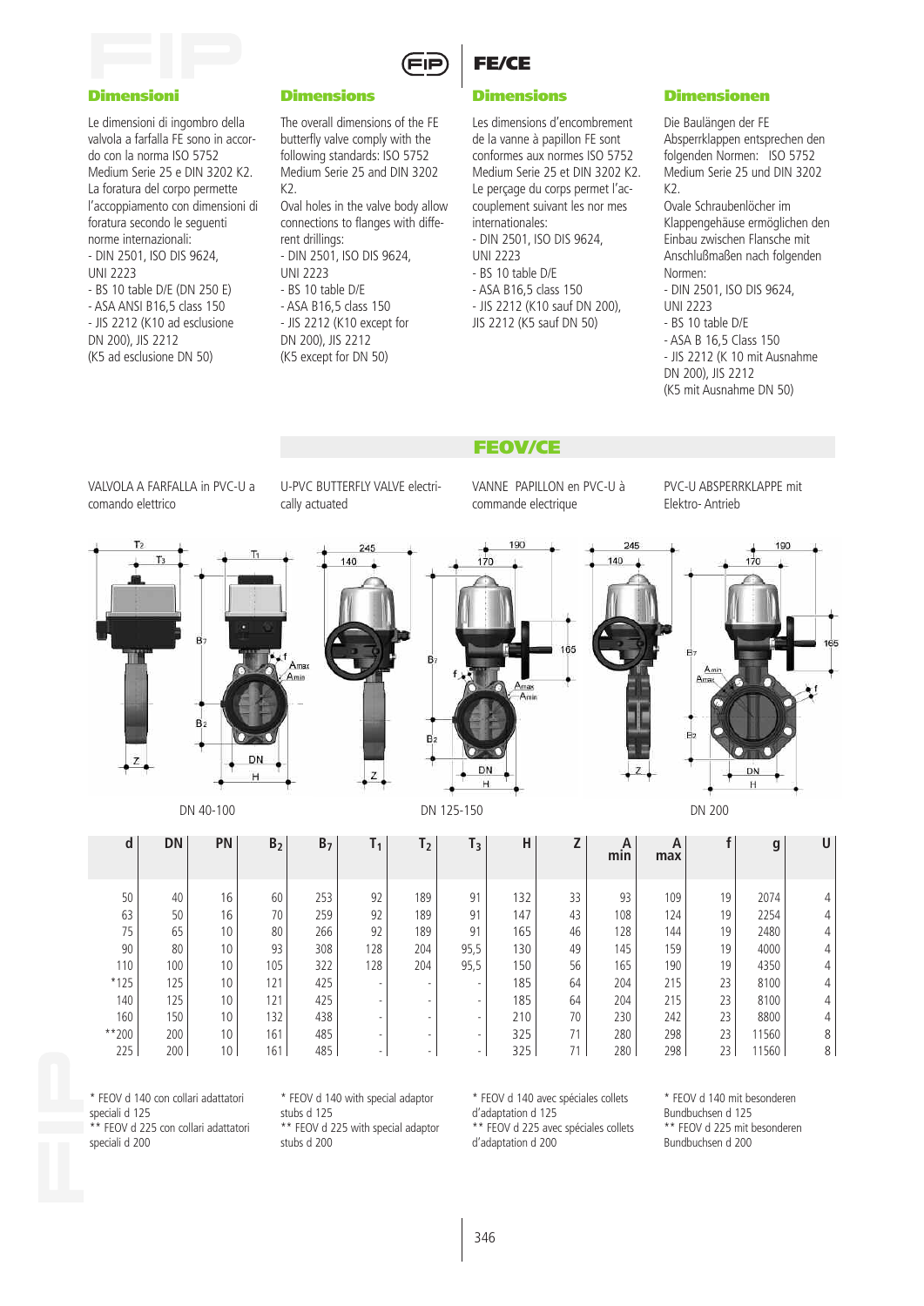## FE/CE

### Dimensioni

Le dimensioni di ingombro della valvola a farfalla FE sono in accordo alla norma ISO 5752 Medium Serie 25 e DIN 3202 K2. La foratura del corpo permette l'accoppiamento con dimensioni di foratura secondo le seguenti norme internazionali:
- DIN 2501, ISO DIS 9624, UNI 2223
- BS 10 table D/E (DN 250 E)
- ASA ANSI B16,5 class 150
- JIS 2212 (K10 ad esclusione DN 200), JIS 2212 (K5 ad esclusione DN 50)

### Dimensions

The overall dimensions of the FE butterfly valve comply with the following standards: ISO 5752 Medium Serie 25 and DIN 3202 K2.
Oval holes in the valve body allow connections to flanges with different drillings:
- DIN 2501, ISO DIS 9624, UNI 2223
- BS 10 table D/E
- ASA B16,5 class 150
- JIS 2212 (K10 except for DN 200), JIS 2212 (K5 except for DN 50)

### Dimensions

Les dimensions d'encombrement de la vanne à papillon FE sont conformes aux normes ISO 5752 Medium Serie 25 et DIN 3202 K2. Le perçage du corps permet l'accouplement suivant les nor mes internationales:
- DIN 2501, ISO DIS 9624, UNI 2223
- BS 10 table D/E
- ASA B16,5 class 150
- JIS 2212 (K10 sauf DN 200), JIS 2212 (K5 sauf DN 50)

### Dimensionen

Die Baulängen der FE Absperrklappen entsprechen den folgenden Normen: ISO 5752 Medium Serie 25 und DIN 3202 K2.
Ovale Schraubenlöcher im Klappengehäuse ermöglichen den Einbau zwischen Flansche mit Anschlußmaßen nach folgenden Normen:
- DIN 2501, ISO DIS 9624, UNI 2223
- BS 10 table D/E
- ASA B 16,5 Class 150
- JIS 2212 (K 10 mit Ausnahme DN 200), JIS 2212 (K5 mit Ausnahme DN 50)

## FEOV/CE

VALVOLA A FARFALLA in PVC-U a comando elettrico

U-PVC BUTTERFLY VALVE electrically actuated

VANNE PAPILLON en PVC-U à commande electrique

PVC-U ABSPERRKLAPPE mit Elektro- Antrieb

DN 40-100 | DN 125-150 | DN 200

| d | DN | PN | $B_2$ | $B_7$ | $T_1$ | $T_2$ | $T_3$ | H | Z | A min | A max | f | g | U |
|---|---|---|---|---|---|---|---|---|---|---|---|---|---|---|
| 50 | 40 | 16 | 60 | 253 | 92 | 189 | 91 | 132 | 33 | 93 | 109 | 19 | 2074 | 4 |
| 63 | 50 | 16 | 70 | 259 | 92 | 189 | 91 | 147 | 43 | 108 | 124 | 19 | 2254 | 4 |
| 75 | 65 | 10 | 80 | 266 | 92 | 189 | 91 | 165 | 46 | 128 | 144 | 19 | 2480 | 4 |
| 90 | 80 | 10 | 93 | 308 | 128 | 204 | 95,5 | 130 | 49 | 145 | 159 | 19 | 4000 | 4 |
| 110 | 100 | 10 | 105 | 322 | 128 | 204 | 95,5 | 150 | 56 | 165 | 190 | 19 | 4350 | 4 |
| *125 | 125 | 10 | 121 | 425 | - | - | - | 185 | 64 | 204 | 215 | 23 | 8100 | 4 |
| 140 | 125 | 10 | 121 | 425 | - | - | - | 185 | 64 | 204 | 215 | 23 | 8100 | 4 |
| 160 | 150 | 10 | 132 | 438 | - | - | - | 210 | 70 | 230 | 242 | 23 | 8800 | 4 |
| **200 | 200 | 10 | 161 | 485 | - | - | - | 325 | 71 | 280 | 298 | 23 | 11560 | 8 |
| 225 | 200 | 10 | 161 | 485 | - | - | - | 325 | 71 | 280 | 298 | 23 | 11560 | 8 |

\* FEOV d 140 con collari adattatori speciali d 125
** FEOV d 225 con collari adattatori speciali d 200

\* FEOV d 140 with special adaptor stubs d 125
** FEOV d 225 with special adaptor stubs d 200

\* FEOV d 140 avec spéciales collets d'adaptation d 125
** FEOV d 225 avec spéciales collets d'adaptation d 200

\* FEOV d 140 mit besonderen Bundbuchsen d 125
** FEOV d 225 mit besonderen Bundbuchsen d 200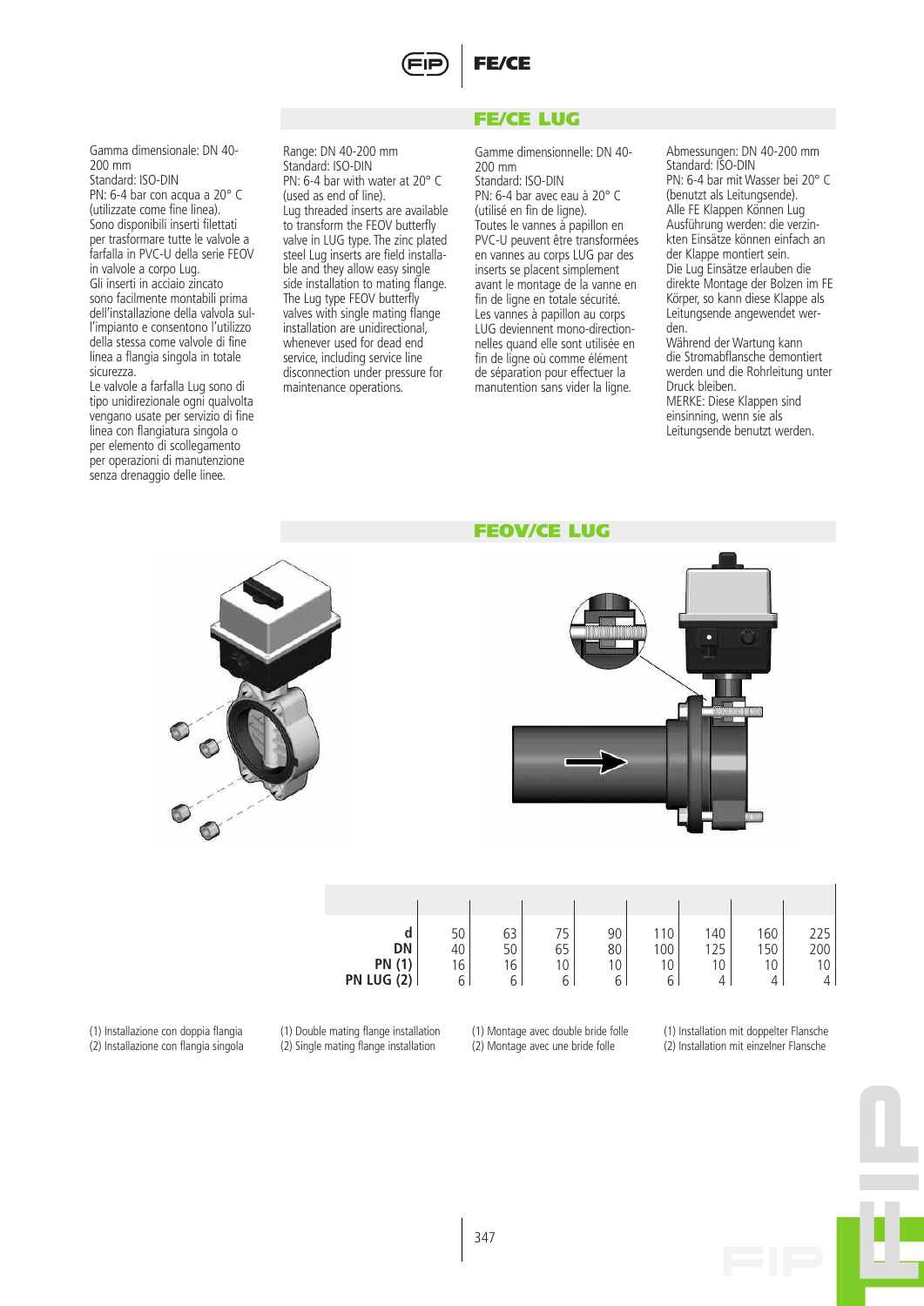## FE/CE LUG

Gamma dimensionale: DN 40-200 mm
Standard: ISO-DIN
PN: 6-4 bar con acqua a 20° C (utilizzate come fine linea).
Sono disponibili inserti filettati per trasformare tutte le valvole a farfalla in PVC-U della serie FEOV in valvole a corpo Lug.
Gli inserti in acciaio zincato sono facilmente montabili prima dell'installazione della valvola sull'impianto e consentono l'utilizzo della stessa come valvole di fine linea a flangia singola in totale sicurezza.
Le valvole a farfalla Lug sono di tipo unidirezionale ogni qualvolta vengano usate per servizio di fine linea con flangiatura singola o per elemento di scollegamento per operazioni di manutenzione senza drenaggio delle linee.

Range: DN 40-200 mm
Standard: ISO-DIN
PN: 6-4 bar with water at 20° C (used as end of line).
Lug threaded inserts are available to transform the FEOV butterfly valve in LUG type. The zinc plated steel Lug inserts are field installable and they allow easy single side installation to mating flange.
The Lug type FEOV butterfly valves with single mating flange installation are unidirectional, whenever used for dead end service, including service line disconnection under pressure for maintenance operations.

Gamme dimensionnelle: DN 40-200 mm
Standard: ISO-DIN
PN: 6-4 bar avec eau à 20° C (utilisé en fin de ligne).
Toutes le vannes à papillon en PVC-U peuvent être transformées en vannes au corps LUG par des inserts se placent simplement avant le montage de la vanne en fin de ligne en totale sécurité.
Les vannes à papillon au corps LUG deviennent mono-directionnelles quand elle sont utilisée en fin de ligne où comme élément de séparation pour effectuer la manutention sans vider la ligne.

Abmessungen: DN 40-200 mm
Standard: ISO-DIN
PN: 6-4 bar mit Wasser bei 20° C (benutzt als Leitungsende).
Alle FE Klappen Können Lug Ausführung werden: die verzinkten Einsätze können einfach an der Klappe montiert sein.
Die Lug Einsätze erlauben die direkte Montage der Bolzen im FE Körper, so kann diese Klappe als Leitungsende angewendet werden.
Während der Wartung kann die Stromabflansche demontiert werden und die Rohrleitung unter Druck bleiben.
MERKE: Diese Klappen sind einsinning, wenn sie als Leitungsende benutzt werden.

## FEOV/CE LUG

| d | 50 | 63 | 75 | 90 | 110 | 140 | 160 | 225 |
|---|---|---|---|---|---|---|---|---|
| **DN** | 40 | 50 | 65 | 80 | 100 | 125 | 150 | 200 |
| **PN (1)** | 16 | 16 | 10 | 10 | 10 | 10 | 10 | 10 |
| **PN LUG (2)** | 6 | 6 | 6 | 6 | 6 | 4 | 4 | 4 |

(1) Installazione con doppia flangia
(2) Installazione con flangia singola

(1) Double mating flange installation
(2) Single mating flange installation

(1) Montage avec double bride folle
(2) Montage avec une bride folle

(1) Installation mit doppelter Flansche
(2) Installation mit einzelner Flansche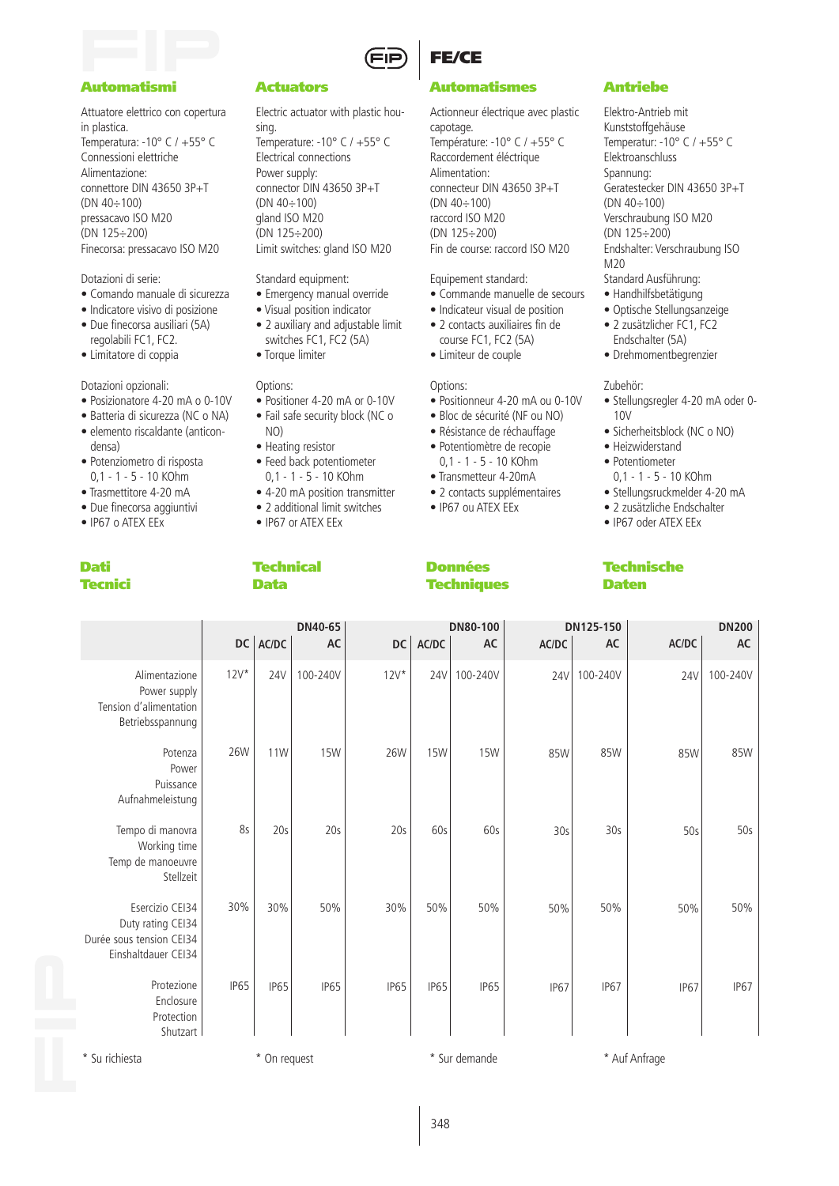## Automatismi

Attuatore elettrico con copertura in plastica.
Temperatura: -10° C / +55° C
Connessioni elettriche
Alimentazione:
connettore DIN 43650 3P+T
(DN 40÷100)
pressacavo ISO M20
(DN 125÷200)
Finecorsa: pressacavo ISO M20

Dotazioni di serie:
- Comando manuale di sicurezza
- Indicatore visivo di posizione
- Due finecorsa ausiliari (5A) regolabili FC1, FC2.
- Limitatore di coppia

Dotazioni opzionali:
- Posizionatore 4-20 mA o 0-10V
- Batteria di sicurezza (NC o NA)
- elemento riscaldante (anticondensa)
- Potenziometro di risposta 0,1 - 1 - 5 - 10 KOhm
- Trasmettitore 4-20 mA
- Due finecorsa aggiuntivi
- IP67 o ATEX EEx

## Actuators

Electric actuator with plastic housing.
Temperature: -10° C / +55° C
Electrical connections
Power supply:
connector DIN 43650 3P+T
(DN 40÷100)
gland ISO M20
(DN 125÷200)
Limit switches: gland ISO M20

Standard equipment:
- Emergency manual override
- Visual position indicator
- 2 auxiliary and adjustable limit switches FC1, FC2 (5A)
- Torque limiter

Options:
- Positioner 4-20 mA or 0-10V
- Fail safe security block (NC o NO)
- Heating resistor
- Feed back potentiometer 0,1 - 1 - 5 - 10 KOhm
- 4-20 mA position transmitter
- 2 additional limit switches
- IP67 or ATEX EEx

## Automatismes

Actionneur électrique avec plastic capotage.
Température: -10° C / +55° C
Raccordement éléctrique
Alimentation:
connecteur DIN 43650 3P+T
(DN 40÷100)
raccord ISO M20
(DN 125÷200)
Fin de course: raccord ISO M20

Equipement standard:
- Commande manuelle de secours
- Indicateur visual de position
- 2 contacts auxiliaires fin de course FC1, FC2 (5A)
- Limiteur de couple

Options:
- Positionneur 4-20 mA ou 0-10V
- Bloc de sécurité (NF ou NO)
- Résistance de réchauffage
- Potentiomètre de recopie 0,1 - 1 - 5 - 10 KOhm
- Transmetteur 4-20mA
- 2 contacts supplémentaires
- IP67 ou ATEX EEx

## Antriebe

Elektro-Antrieb mit Kunststoffgehäuse
Temperatur: -10° C / +55° C
Elektroanschluss
Spannung:
Geratestecker DIN 43650 3P+T
(DN 40÷100)
Verschraubung ISO M20
(DN 125÷200)
Endshalter: Verschraubung ISO M20

Standard Ausführung:
- Handhilfsbetätigung
- Optische Stellungsanzeige
- 2 zusätzlicher FC1, FC2 Endschalter (5A)
- Drehmomentbegrenzier

Zubehör:
- Stellungsregler 4-20 mA oder 0-10V
- Sicherheitsblock (NC o NO)
- Heizwiderstand
- Potentiometer 0,1 - 1 - 5 - 10 KOhm
- Stellungsruckmelder 4-20 mA
- 2 zusätzliche Endschalter
- IP67 oder ATEX EEx

## Dati Tecnici / Technical Data / Données Techniques / Technische Daten

| | DN40-65 | | | DN80-100 | | | DN125-150 | | DN200 | |
|---|---|---|---|---|---|---|---|---|---|---|
| | DC | AC/DC | AC | DC | AC/DC | AC | AC/DC | AC | AC/DC | AC |
| Alimentazione / Power supply / Tension d'alimentation / Betriebsspannung | 12V* | 24V | 100-240V | 12V* | 24V | 100-240V | 24V | 100-240V | 24V | 100-240V |
| Potenza / Power / Puissance / Aufnahmeleistung | 26W | 11W | 15W | 26W | 15W | 15W | 85W | 85W | 85W | 85W |
| Tempo di manovra / Working time / Temp de manoeuvre / Stellzeit | 8s | 20s | 20s | 20s | 60s | 60s | 30s | 30s | 50s | 50s |
| Esercizio CEI34 / Duty rating CEI34 / Durée sous tension CEI34 / Einshaltdauer CEI34 | 30% | 30% | 50% | 30% | 50% | 50% | 50% | 50% | 50% | 50% |
| Protezione / Enclosure / Protection / Shutzart | IP65 | IP65 | IP65 | IP65 | IP65 | IP65 | IP67 | IP67 | IP67 | IP67 |

\* Su richiesta — * On request — * Sur demande — * Auf Anfrage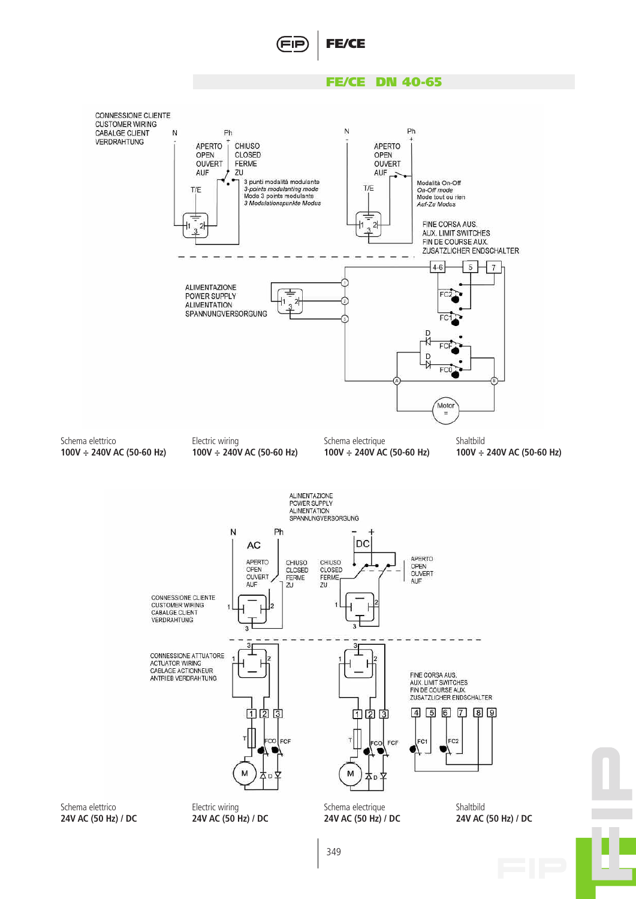## FE/CE DN 40-65

CONNESSIONE CLIENTE
CUSTOMER WIRING
CABALGE CLIENT
VERDRAHTUNG

N Ph

APERTO
OPEN
OUVERT
AUF

CHIUSO
CLOSED
FERME
ZU

T/E

3 punti modalità modulante
*3-points modulanting mode*
Mode 3 points modulants
*3 Modulationspunkte Modus*

Modalità On-Off
*On-Off mode*
Mode tout ou rien
*Auf-Zu Modus*

FINE CORSA AUS.
AUX. LIMIT SWITCHES
FIN DE COURSE AUX.
ZUSATZLICHER ENDSCHALTER

ALIMENTAZIONE
POWER SUPPLY
ALIMENTATION
SPANNUNGVERSORGUNG

FC2 FC1 FCF FCO D Motor

Schema elettrico **100V ÷ 240V AC (50-60 Hz)**

Electric wiring **100V ÷ 240V AC (50-60 Hz)**

Schema electrique **100V ÷ 240V AC (50-60 Hz)**

Shaltbild **100V ÷ 240V AC (50-60 Hz)**

ALIMENTAZIONE
POWER SUPPLY
ALIMENTATION
SPANNUNGVERSORGUNG

N Ph AC — + DC

APERTO
OPEN
OUVERT
AUF

CHIUSO
CLOSED
FERME
ZU

CONNESSIONE CLIENTE
CUSTOMER WIRING
CABALGE CLIENT
VERDRAHTUNG

CONNESSIONE ATTUATORE
ACTUATOR WIRING
CABLAGE ACTIONNEUR
ANTRIEB VERDRAHTUNG

FINE CORSA AUS.
AUX. LIMIT SWITCHES
FIN DE COURSE AUX.
ZUSATZLICHER ENDSCHALTER

Schema elettrico **24V AC (50 Hz) / DC**

Electric wiring **24V AC (50 Hz) / DC**

Schema electrique **24V AC (50 Hz) / DC**

Shaltbild **24V AC (50 Hz) / DC**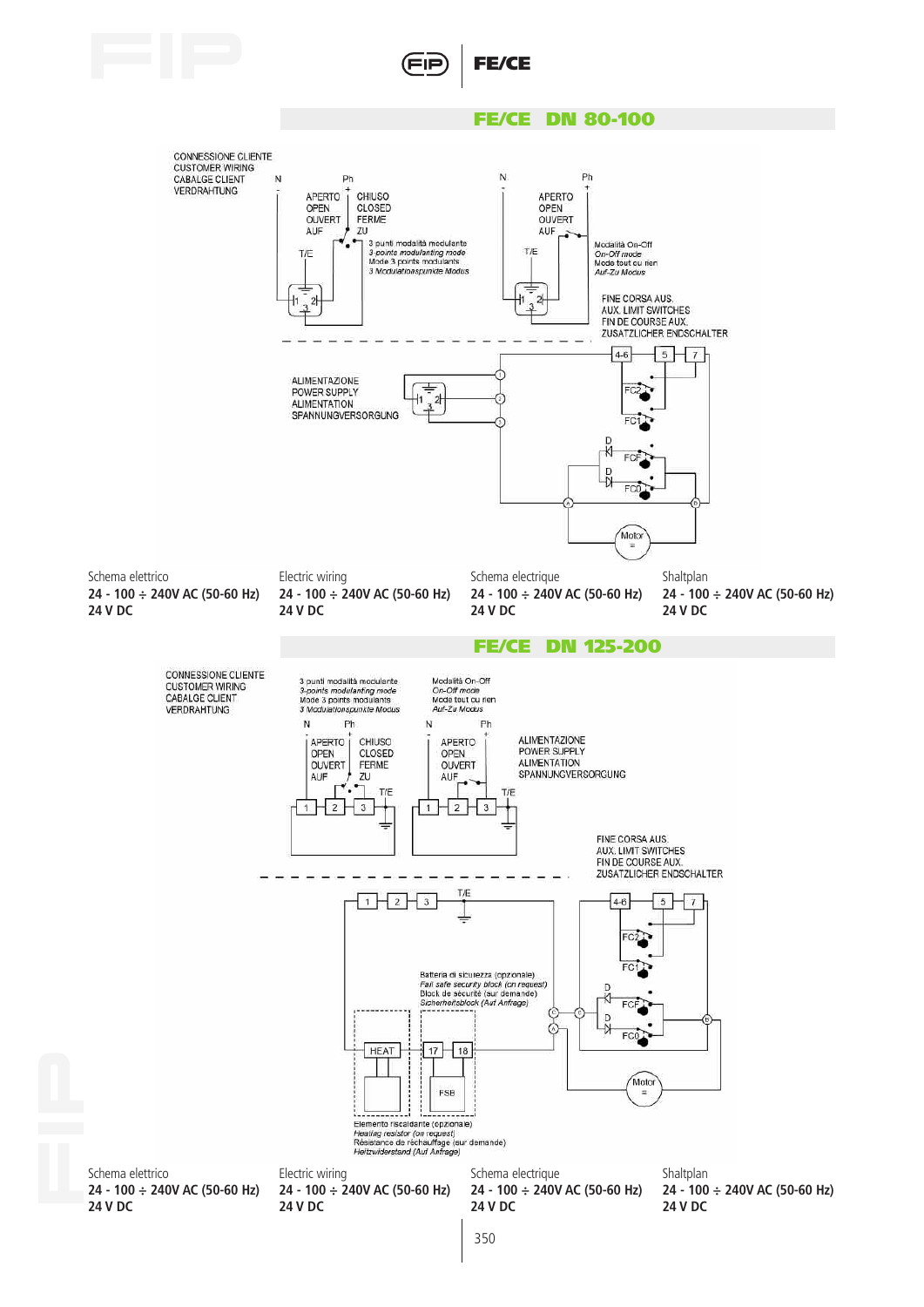## FE/CE DN 80-100

CONNESSIONE CLIENTE
CUSTOMER WIRING
CABALGE CLIENT
VERDRAHTUNG

N Ph

APERTO / OPEN / OUVERT / AUF

CHIUSO / CLOSED / FERME / ZU

3 punti modalità modulante
*3-points modulanting mode*
Mode 3 points modulants
*3 Modulationspunkte Modus*

T/E

Modalità On-Off
*On-Off mode*
Mode tout ou rien
*Auf-Zu Modus*

FINE CORSA AUS.
AUX. LIMIT SWITCHES
FIN DE COURSE AUX.
ZUSATZLICHER ENDSCHALTER

ALIMENTAZIONE
POWER SUPPLY
ALIMENTATION
SPANNUNGVERSORGUNG

4-6 5 7 FC2 FC1 D FCF D FC0 Motor

| Schema elettrico | Electric wiring | Schema electrique | Shaltplan |
|---|---|---|---|
| **24 - 100 ÷ 240V AC (50-60 Hz)** | **24 - 100 ÷ 240V AC (50-60 Hz)** | **24 - 100 ÷ 240V AC (50-60 Hz)** | **24 - 100 ÷ 240V AC (50-60 Hz)** |
| **24 V DC** | **24 V DC** | **24 V DC** | **24 V DC** |

## FE/CE DN 125-200

CONNESSIONE CLIENTE
CUSTOMER WIRING
CABALGE CLIENT
VERDRAHTUNG

3 punti modalità modulante
*3-points modulanting mode*
Mode 3 points modulants
*3 Modulationspunkte Modus*

Modalità On-Off
*On-Off mode*
Mode tout ou rien
*Auf-Zu Modus*

N Ph

APERTO / OPEN / OUVERT / AUF

CHIUSO / CLOSED / FERME / ZU

T/E

ALIMENTAZIONE
POWER SUPPLY
ALIMENTATION
SPANNUNGVERSORGUNG

FINE CORSA AUS.
AUX. LIMIT SWITCHES
FIN DE COURSE AUX.
ZUSATZLICHER ENDSCHALTER

Batteria di sicurezza (opzionale)
*Fail safe security block (on request)*
Block de sécurité (sur demande)
*Sicherheitsblock (Auf Anfrage)*

HEAT 17 18 FSB

Elemento riscaldante (opzionale)
*Heating resistor (on request)*
Résistance de réchauffage (sur demande)
*Heizwiderstand (Auf Anfrage)*

4-6 5 7 FC2 FC1 D FCF D FC0 Motor

| Schema elettrico | Electric wiring | Schema electrique | Shaltplan |
|---|---|---|---|
| **24 - 100 ÷ 240V AC (50-60 Hz)** | **24 - 100 ÷ 240V AC (50-60 Hz)** | **24 - 100 ÷ 240V AC (50-60 Hz)** | **24 - 100 ÷ 240V AC (50-60 Hz)** |
| **24 V DC** | **24 V DC** | **24 V DC** | **24 V DC** |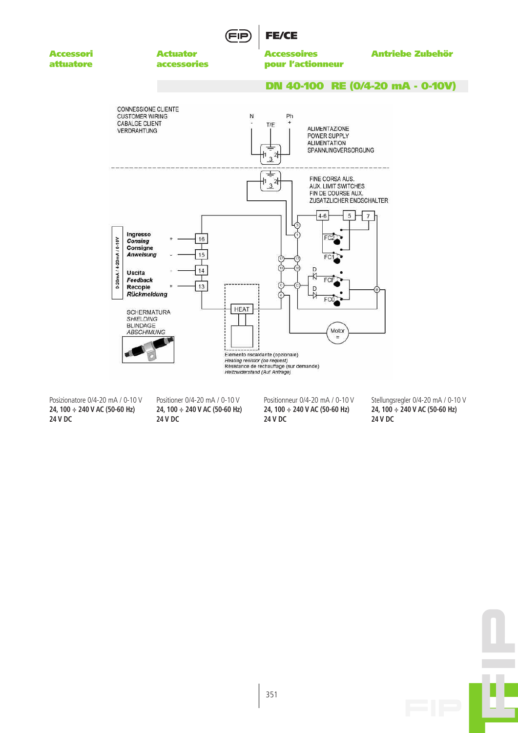**Accessori attuatore** | **Actuator accessories** | **Accessoires pour l'actionneur** | **Antriebe Zubehör**

## DN 40-100 RE (0/4-20 mA - 0-10V)

CONNESSIONE CLIENTE
CUSTOMER WIRING
CABALGE CLIENT
VERDRAHTUNG

N - T/E Ph +

ALIMENTAZIONE
POWER SUPPLY
ALIMENTATION
SPANNUNGVERSORGUNG

FINE CORSA AUS.
AUX. LIMIT SWITCHES
FIN DE COURSE AUX.
ZUSATZLICHER ENDSCHALTER

0-20mA / 4-20mA / 0-10V

Ingresso
*Consing*
Consigne
*Anweisung*

Uscita
*Feedback*
Recopie
*Rückmeldung*

SCHERMATURA
*SHIELDING*
BLINDAGE
*ABSCHIMUNG*

Elemento riscaldante (opzionale)
*Heating resistor (on request)*
Résistance de rechauffage (sur demande)
*Heitzwiderstand (Auf Antrage)*

Posizionatore 0/4-20 mA / 0-10 V
**24, 100 ÷ 240 V AC (50-60 Hz)**
**24 V DC**

Positioner 0/4-20 mA / 0-10 V
**24, 100 ÷ 240 V AC (50-60 Hz)**
**24 V DC**

Positionneur 0/4-20 mA / 0-10 V
**24, 100 ÷ 240 V AC (50-60 Hz)**
**24 V DC**

Stellungsregler 0/4-20 mA / 0-10 V
**24, 100 ÷ 240 V AC (50-60 Hz)**
**24 V DC**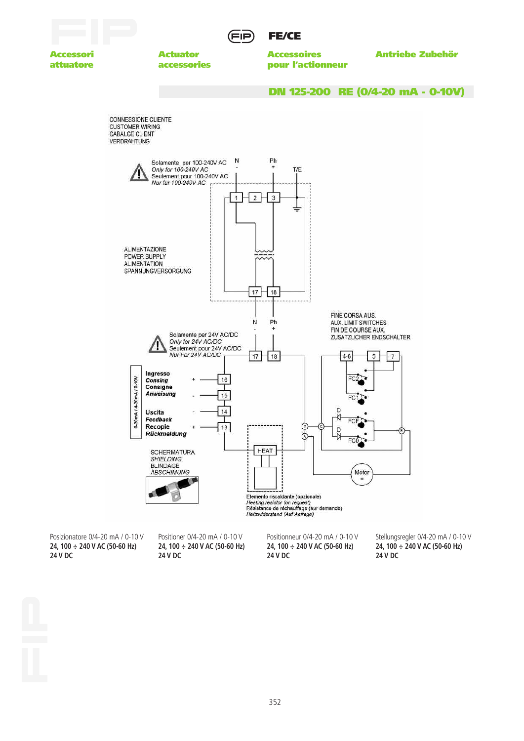**Accessori attuatore** | **Actuator accessories** | **Accessoires pour l'actionneur** | **Antriebe Zubehör**

## DN 125-200 RE (0/4-20 mA - 0-10V)

CONNESSIONE CLIENTE
CUSTOMER WIRING
CABALGE CLIENT
VERDRAHTUNG

Solamente per 100-240V AC
*Only for 100-240V AC*
Seulement pour 100-240V AC
*Nur für 100-240V AC*

N - | Ph + | T/E

1 | 2 | 3

ALIMENTAZIONE
POWER SUPPLY
ALIMENTATION
SPANNUNGVERSORGUNG

17 | 18

N - | Ph +

Solamente per 24V AC/DC
*Only for 24V AC/DC*
Seulement pour 24V AC/DC
*Nur Für 24V AC/DC*

17 | 18

FINE CORSA AUS.
AUX. LIMIT SWITCHES
FIN DE COURSE AUX.
ZUSATZLICHER ENDSCHALTER

4-6 | 5 | 7

FC2, FC1, FCF, FC0, D, C, A, B

0-20mA / 4-20mA / 0-10V

**Ingresso** **Consing** **Consigne** **Anweisung**: + 16, - 15

**Uscita** **Feedback** **Recopie** **Rückmeldung**: - 14, + 13

SCHERMATURA
*SHIELDING*
BLINDAGE
*ABSCHIMUNG*

HEAT

Motor =

Elemento riscaldante (opzionale)
*Heating resistor (on request)*
Résistance de réchauffage (sur demande)
*Heizwiderstand (Auf Anfrage)*

Posizionatore 0/4-20 mA / 0-10 V
**24, 100 ÷ 240 V AC (50-60 Hz)**
**24 V DC**

Positioner 0/4-20 mA / 0-10 V
**24, 100 ÷ 240 V AC (50-60 Hz)**
**24 V DC**

Positionneur 0/4-20 mA / 0-10 V
**24, 100 ÷ 240 V AC (50-60 Hz)**
**24 V DC**

Stellungsregler 0/4-20 mA / 0-10 V
**24, 100 ÷ 240 V AC (50-60 Hz)**
**24 V DC**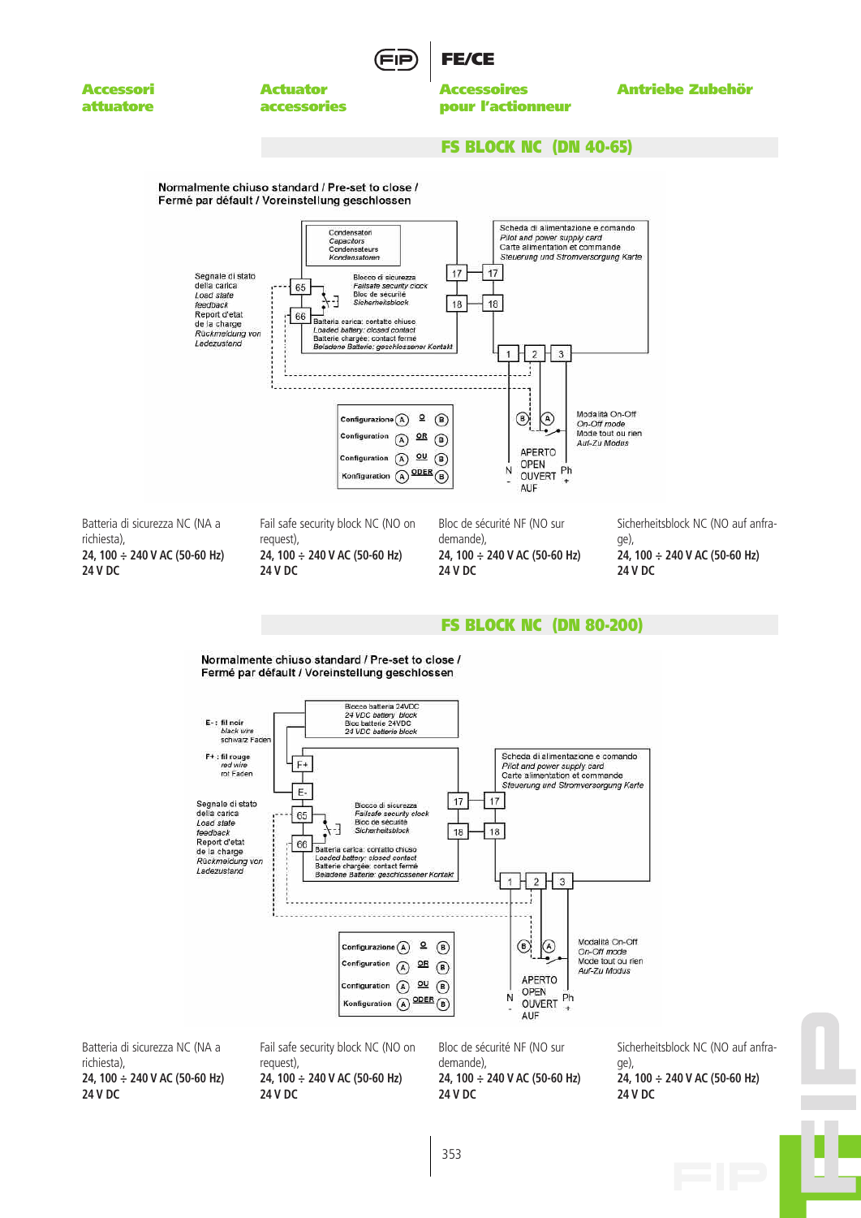Accessori attuatore | Actuator accessories | Accessoires pour l'actionneur | Antriebe Zubehör

## FS BLOCK NC (DN 40-65)

Normalmente chiuso standard / Pre-set to close / Fermé par défault / Voreinstellung geschlossen

Condensatori
*Capacitors*
Condensateurs
*Kondensatoren*

Scheda di alimentazione e comando
*Pilot and power supply card*
Carte alimentation et commande
*Steuerung und Stromversorgung Karte*

Segnale di stato della carica
*Load state feedback*
Report d'etat de la charge
*Rückmeldung von Ladezustand*

Blocco di sicurezza
*Failsafe security clock*
Bloc de securité
*Sicherheitsblock*

Batteria carica: contatto chiuso
*Loaded battery: closed contact*
Batterie chargée: contact fermé
*Beladene Batterie: geschlossener Kontakt*

Configurazione (A) O (B)
Configuration (A) OR (B)
Configuration (A) OU (B)
Konfiguration (A) ODER (B)

Modalità On-Off
*On-Off mode*
Mode tout ou rien
*Auf-Zu Modus*

APERTO
OPEN
OUVERT
AUF

N -
Ph +

Batteria di sicurezza NC (NA a richiesta),
**24, 100 ÷ 240 V AC (50-60 Hz)**
**24 V DC**

Fail safe security block NC (NO on request),
**24, 100 ÷ 240 V AC (50-60 Hz)**
**24 V DC**

Bloc de sécurité NF (NO sur demande),
**24, 100 ÷ 240 V AC (50-60 Hz)**
**24 V DC**

Sicherheitsblock NC (NO auf anfrage),
**24, 100 ÷ 240 V AC (50-60 Hz)**
**24 V DC**

## FS BLOCK NC (DN 80-200)

Normalmente chiuso standard / Pre-set to close / Fermé par défault / Voreinstellung geschlossen

Blocco batteria 24VDC
*24 VDC battery block*
Bloc batterie 24VDC
*24 VDC batterie block*

E- : fil noir
*black wire*
schwarz Faden

F+ : fil rouge
*red wire*
rot Faden

Scheda di alimentazione e comando
*Pilot and power supply card*
Carte alimentation et commande
*Steuerung und Stromversorgung Karte*

Segnale di stato della carica
*Load state feedback*
Report d'etat de la charge
*Rückmeldung von Ladezustand*

Blocco di sicurezza
*Failsafe security clock*
Bloc de securité
*Sicherheitsblock*

Batteria carica: contatto chiuso
*Loaded battery: closed contact*
Batterie chargée: contact fermé
*Beladene Batterie: geschlossener Kontakt*

Configurazione (A) O (B)
Configuration (A) OR (B)
Configuration (A) OU (B)
Konfiguration (A) ODER (B)

Modalità On-Off
*On-Off mode*
Mode tout ou rien
*Auf-Zu Modus*

APERTO
OPEN
OUVERT
AUF

N -
Ph +

Batteria di sicurezza NC (NA a richiesta),
**24, 100 ÷ 240 V AC (50-60 Hz)**
**24 V DC**

Fail safe security block NC (NO on request),
**24, 100 ÷ 240 V AC (50-60 Hz)**
**24 V DC**

Bloc de sécurité NF (NO sur demande),
**24, 100 ÷ 240 V AC (50-60 Hz)**
**24 V DC**

Sicherheitsblock NC (NO auf anfrage),
**24, 100 ÷ 240 V AC (50-60 Hz)**
**24 V DC**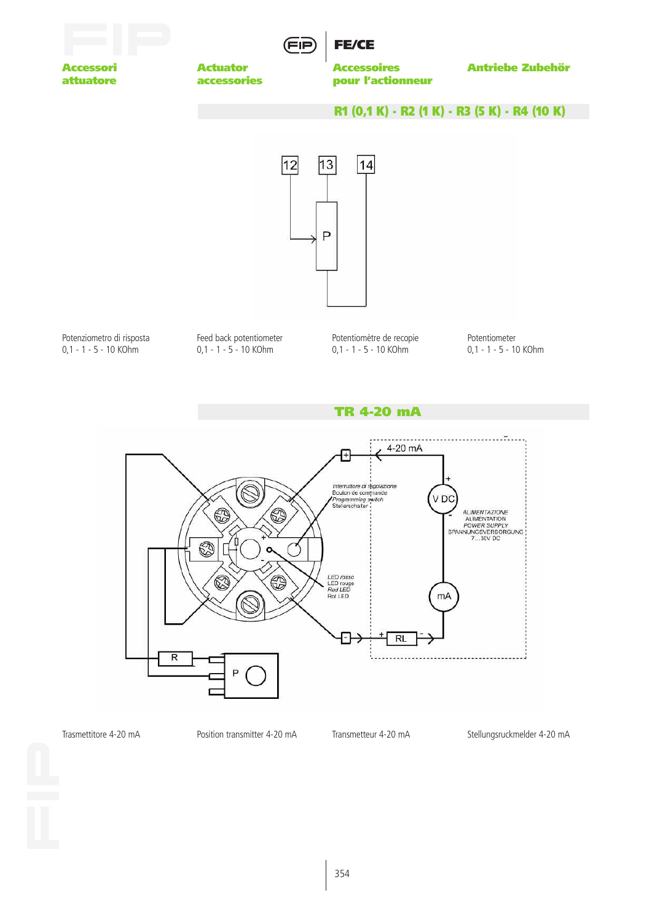**Accessori attuatore** | **Actuator accessories** | **Accessoires pour l'actionneur** | **Antriebe Zubehör**

## R1 (0,1 K) - R2 (1 K) - R3 (5 K) - R4 (10 K)

Potenziometro di risposta
0,1 - 1 - 5 - 10 KOhm

Feed back potentiometer
0,1 - 1 - 5 - 10 KOhm

Potentiomètre de recopie
0,1 - 1 - 5 - 10 KOhm

Potentiometer
0,1 - 1 - 5 - 10 KOhm

## TR 4-20 mA

Trasmettitore 4-20 mA

Position transmitter 4-20 mA

Transmetteur 4-20 mA

Stellungsruckmelder 4-20 mA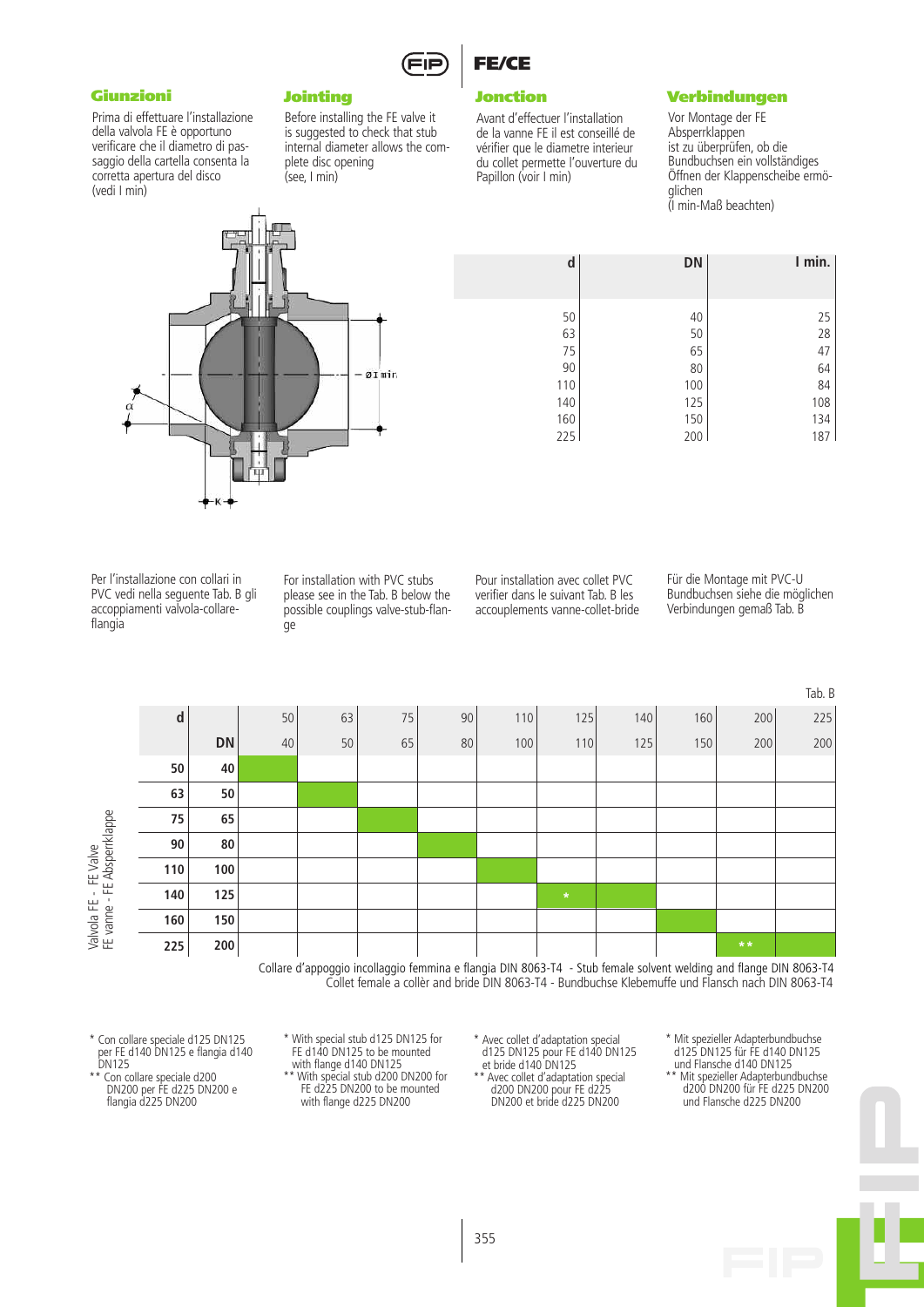## Giunzioni

Prima di effettuare l'installazione della valvola FE è opportuno verificare che il diametro di passaggio della cartella consenta la corretta apertura del disco (vedi I min)

## Jointing

Before installing the FE valve it is suggested to check that stub internal diameter allows the complete disc opening (see, I min)

## Jonction

Avant d'effectuer l'installation de la vanne FE il est conseillé de vérifier que le diametre interieur du collet permette l'ouverture du Papillon (voir I min)

## Verbindungen

Vor Montage der FE Absperrklappen ist zu überprüfen, ob die Bundbuchsen ein vollständiges Öffnen der Klappenscheibe ermöglichen (I min-Maß beachten)

| d | DN | I min. |
|---|---|---|
| 50 | 40 | 25 |
| 63 | 50 | 28 |
| 75 | 65 | 47 |
| 90 | 80 | 64 |
| 110 | 100 | 84 |
| 140 | 125 | 108 |
| 160 | 150 | 134 |
| 225 | 200 | 187 |

Per l'installazione con collari in PVC vedi nella seguente Tab. B gli accoppiamenti valvola-collare-flangia

For installation with PVC stubs please see in the Tab. B below the possible couplings valve-stub-flange

Pour installation avec collet PVC verifier dans le suivant Tab. B les accouplements vanne-collet-bride

Für die Montage mit PVC-U Bundbuchsen siehe die möglichen Verbindungen gemäß Tab. B

Tab. B

Valvola FE - FE Valve / FE vanne - FE Absperrklappe

| d | DN | 50 / 40 | 63 / 50 | 75 / 65 | 90 / 80 | 110 / 100 | 125 / 110 | 140 / 125 | 160 / 150 | 200 / 200 | 225 / 200 |
|---|---|---|---|---|---|---|---|---|---|---|---|
| 50 | 40 | ■ | | | | | | | | | |
| 63 | 50 | | ■ | | | | | | | | |
| 75 | 65 | | | ■ | | | | | | | |
| 90 | 80 | | | | ■ | | | | | | |
| 110 | 100 | | | | | ■ | | | | | |
| 140 | 125 | | | | | | * | ■ | | | |
| 160 | 150 | | | | | | | | ■ | | |
| 225 | 200 | | | | | | | | | ** | ■ |

Collare d'appoggio incollaggio femmina e flangia DIN 8063-T4 - Stub female solvent welding and flange DIN 8063-T4
Collet female a collèr and bride DIN 8063-T4 - Bundbuchse Klebemuffe und Flansch nach DIN 8063-T4

\* Con collare speciale d125 DN125 per FE d140 DN125 e flangia d140 DN125
\** Con collare speciale d200 DN200 per FE d225 DN200 e flangia d225 DN200

\* With special stub d125 DN125 for FE d140 DN125 to be mounted with flange d140 DN125
\** With special stub d200 DN200 for FE d225 DN200 to be mounted with flange d225 DN200

\* Avec collet d'adaptation special d125 DN125 pour FE d140 DN125 et bride d140 DN125
\** Avec collet d'adaptation special d200 DN200 pour FE d225 DN200 et bride d225 DN200

\* Mit spezieller Adapterbundbuchse d125 DN125 für FE d140 DN125 und Flansche d140 DN125
\** Mit spezieller Adapterbundbuchse d200 DN200 für FE d225 DN200 und Flansche d225 DN200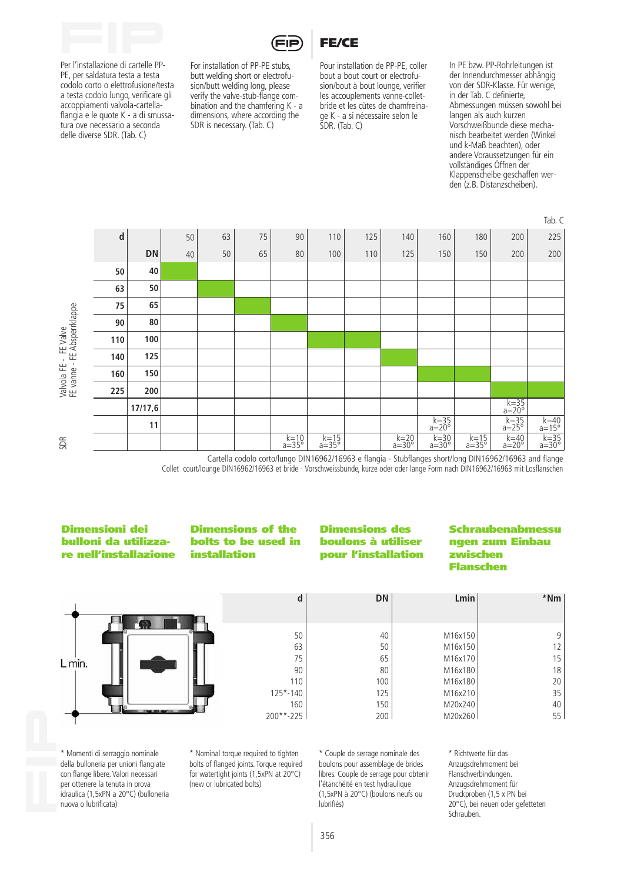FE/CE

Per l'installazione di cartelle PP-PE, per saldatura testa a testa codolo corto o elettrofusione/testa a testa codolo lungo, verificare gli accoppiamenti valvola-cartella-flangia e le quote K - a di smussatura ove necessario a seconda delle diverse SDR. (Tab. C)

For installation of PP-PE stubs, butt welding short or electrofusion/butt welding long, please verify the valve-stub-flange combination and the chamfering K - a dimensions, where according the SDR is necessary. (Tab. C)

Pour installation de PP-PE, coller bout a bout court or electrofusion/bout à bout lounge, verifier les accouplements vanne-collet-bride et les cùtes de chamfreinage K - a si nécessaire selon le SDR. (Tab. C)

In PE bzw. PP-Rohrleitungen ist der Innendurchmesser abhängig von der SDR-Klasse. Für wenige, in der Tab. C definierte, Abmessungen müssen sowohl bei langen als auch kurzen Vorschweißbunde diese mechanisch bearbeitet werden (Winkel und k-Maß beachten), oder andere Voraussetzungen für ein vollständiges Öffnen der Klappenscheibe geschaffen werden (z.B. Distanzscheiben).

Tab. C

| | d | | 50 | 63 | 75 | 90 | 110 | 125 | 140 | 160 | 180 | 200 | 225 |
|---|---|---|---|---|---|---|---|---|---|---|---|---|---|
| | | DN | 40 | 50 | 65 | 80 | 100 | 110 | 125 | 150 | 150 | 200 | 200 |
| Valvola FE - FE Valve - FE vanne - FE Absperrklappe | 50 | 40 | ■ | | | | | | | | | | |
| | 63 | 50 | | ■ | | | | | | | | | |
| | 75 | 65 | | | ■ | | | | | | | | |
| | 90 | 80 | | | | ■ | | | | | | | |
| | 110 | 100 | | | | | ■ | ■ | | | | | |
| | 140 | 125 | | | | | | | ■ | | | | |
| | 160 | 150 | | | | | | | | ■ | ■ | | |
| | 225 | 200 | | | | | | | | | | ■ | ■ |
| SDR | | 17/17,6 | | | | | | | | | | k=35 a=20° | |
| | | 11 | | | | | | | | k=35 a=20° | | k=35 a=25° | k=40 a=15° |
| | | | | | | k=10 a=35° | k=15 a=35° | | k=20 a=30° | k=30 a=30° | k=15 a=35° | k=40 a=20° | k=35 a=30° |

Cartella codolo corto/lungo DIN16962/16963 e flangia - Stubflanges short/long DIN16962/16963 and flange
Collet court/lounge DIN16962/16963 et bride - Vorschweissbunde, kurze oder oder lange Form nach DIN16962/16963 mit Losflanschen

## Dimensioni dei bulloni da utilizzare nell'installazione

## Dimensions of the bolts to be used in installation

## Dimensions des boulons à utiliser pour l'installation

## Schraubenabmessungen zum Einbau zwischen Flanschen

L min.

| d | DN | Lmin | *Nm |
|---|---|---|---|
| 50 | 40 | M16x150 | 9 |
| 63 | 50 | M16x150 | 12 |
| 75 | 65 | M16x170 | 15 |
| 90 | 80 | M16x180 | 18 |
| 110 | 100 | M16x180 | 20 |
| 125*-140 | 125 | M16x210 | 35 |
| 160 | 150 | M20x240 | 40 |
| 200**-225 | 200 | M20x260 | 55 |

* Momenti di serraggio nominale della bulloneria per unioni flangiate con flange libere. Valori necessari per ottenere la tenuta in prova idraulica (1,5xPN a 20°C) (bulloneria nuova o lubrificata)

* Nominal torque required to tighten bolts of flanged joints. Torque required for watertight joints (1,5xPN at 20°C) (new or lubricated bolts)

* Couple de serrage nominale des boulons pour assemblage de brides libres. Couple de serrage pour obtenir l'étanchéité en test hydraulique (1,5xPN à 20°C) (boulons neufs ou lubrifiés)

* Richtwerte für das Anzugsdrehmoment bei Flanschverbindungen. Anzugsdrehmoment für Druckproben (1,5 x PN bei 20°C), bei neuen oder gefetteten Schrauben.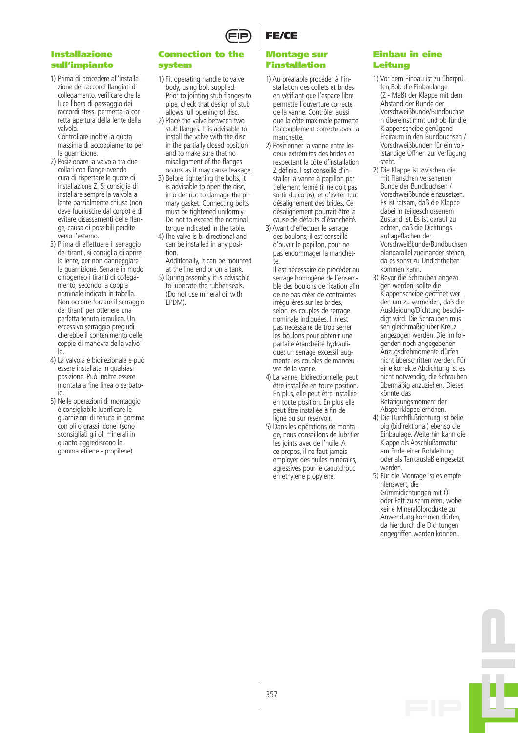## Installazione sull'impianto

1) Prima di procedere all'installazione dei raccordi flangiati di collegamento, verificare che la luce libera di passaggio dei raccordi stessi permetta la corretta apertura della lente della valvola.
   Controllare inoltre la quota massima di accoppiamento per la guarnizione.
2) Posizionare la valvola tra due collari con flange avendo cura di rispettare le quote di installazione Z. Si consiglia di installare sempre la valvola a lente parzialmente chiusa (non deve fuoriuscire dal corpo) e di evitare disassamenti delle flange, causa di possibili perdite verso l'esterno.
3) Prima di effettuare il serraggio dei tiranti, si consiglia di aprire la lente, per non danneggiare la guarnizione. Serrare in modo omogeneo i tiranti di collegamento, secondo la coppia nominale indicata in tabella. Non occorre forzare il serraggio dei tiranti per ottenere una perfetta tenuta idraulica. Un eccessivo serraggio pregiudicherebbe il contenimento delle coppie di manovra della valvola.
4) La valvola è bidirezionale e può essere installata in qualsiasi posizione. Può inoltre essere montata a fine linea o serbatoio.
5) Nelle operazioni di montaggio è consigliabile lubrificare le guarnizioni di tenuta in gomma con oli o grassi idonei (sono sconsigliati gli oli minerali in quanto aggrediscono la gomma etilene - propilene).

## Connection to the system

1) Fit operating handle to valve body, using bolt supplied.
   Prior to jointing stub flanges to pipe, check that design of stub allows full opening of disc.
2) Place the valve between two stub flanges. It is advisable to install the valve with the disc in the partially closed position and to make sure that no misalignment of the flanges occurs as it may cause leakage.
3) Before tightening the bolts, it is advisable to open the disc, in order not to damage the primary gasket. Connecting bolts must be tightened uniformly. Do not to exceed the nominal torque indicated in the table.
4) The valve is bi-directional and can be installed in any position.
   Additionally, it can be mounted at the line end or on a tank.
5) During assembly it is advisable to lubricate the rubber seals. (Do not use mineral oil with EPDM).

## Montage sur l'installation

1) Au préalable procéder à l'installation des collets et brides en vérifiant que l'espace libre permette l'ouverture correcte de la vanne. Contrôler aussi que la côte maximale permette l'accouplement correcte avec la manchette.
2) Positionner la vanne entre les deux extrémités des brides en respectant la côte d'installation Z définie.Il est conseillé d'installer la vanne à papillon partiellement fermé (il ne doit pas sortir du corps), et d'éviter tout désalignement des brides. Ce désalignement pourrait être la cause de défauts d'étanchéité.
3) Avant d'effectuer le serrage des boulons, il est conseillé d'ouvrir le papillon, pour ne pas endommager la manchette.
   Il est nécessaire de procéder au serrage homogène de l'ensemble des boulons de fixation afin de ne pas créer de contraintes irrégulières sur les brides, selon les couples de serrage nominale indiquées. Il n'est pas nécessaire de trop serrer les boulons pour obtenir une parfaite étanchéité hydraulique: un serrage excessif augmente les couples de manœuvre de la vanne.
4) La vanne, bidirectionnelle, peut être installée en toute position. En plus, elle peut être installée en toute position. En plus elle peut être installée à fin de ligne ou sur réservoir.
5) Dans les opérations de montage, nous conseillons de lubrifier les joints avec de l'huile. A ce propos, il ne faut jamais employer des huiles minérales, agressives pour le caoutchouc en éthylène propylène.

## Einbau in eine Leitung

1) Vor dem Einbau ist zu überprüfen,Bob die Einbaulänge (Z - Maß) der Klappe mit dem Abstand der Bunde der Vorschweißbunde/Bundbuchse n übereinstimmt und ob für die Klappenscheibe genügend Freiraum in den Bundbuchsen / Vorschweißbunden für ein vollständige Öffnen zur Verfügung steht.
2) Die Klappe ist zwischen die mit Flanschen versehenen Bunde der Bundbuchsen / Vorschweißbunde einzusetzen. Es ist ratsam, daß die Klappe dabei in teilgeschlossenem Zustand ist. Es ist darauf zu achten, daß die Dichtungsauflageflachen der Vorschweißbunde/Bundbuchsen planparallel zueinander stehen, da es sonst zu Undichtheiten kommen kann.
3) Bevor die Schrauben angezogen werden, sollte die Klappenscheibe geöffnet werden um zu vermeiden, daß die Auskleidung/Dichtung beschädigt wird. Die Schrauben müssen gleichmäßig über Kreuz angezogen werden. Die im folgenden noch angegebenen Anzugsdrehmomente dürfen nicht überschritten werden. Für eine korrekte Abdichtung ist es nicht notwendig, die Schrauben übermäßig anzuziehen. Dieses könnte das Betätigungsmoment der Absperrklappe erhöhen.
4) Die Durchflußrichtung ist beliebig (bidirektional) ebenso die Einbaulage. Weiterhin kann die Klappe als Abschlußarmatur am Ende einer Rohrleitung oder als Tankauslaß eingesetzt werden.
5) Für die Montage ist es empfehlenswert, die Gummidichtungen mit Öl oder Fett zu schmieren, wobei keine Mineralölprodukte zur Anwendung kommen dürfen, da hierdurch die Dichtungen angegriffen werden können..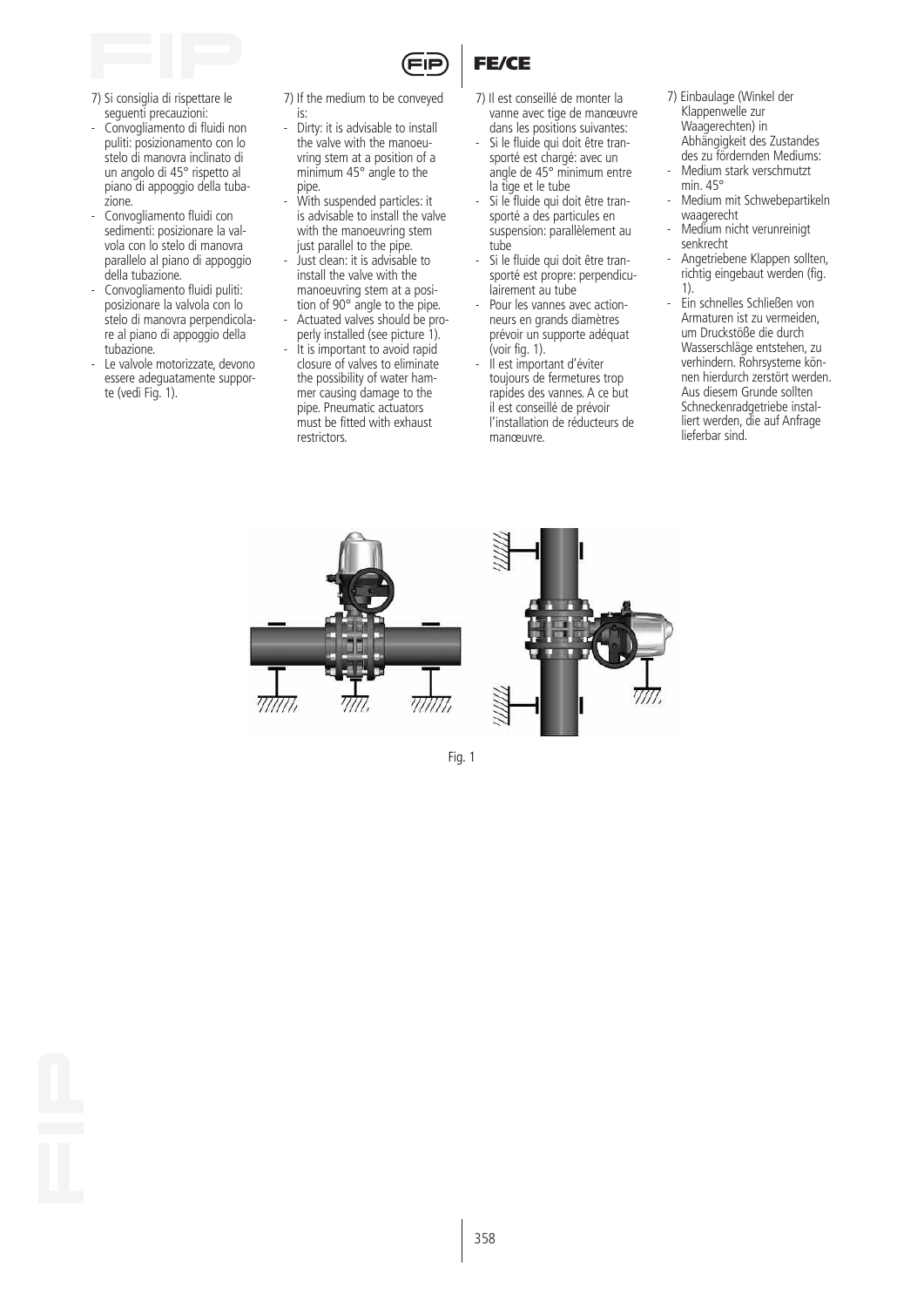7) Si consiglia di rispettare le seguenti precauzioni:

- Convogliamento di fluidi non puliti: posizionamento con lo stelo di manovra inclinato di un angolo di 45° rispetto al piano di appoggio della tubazione.
- Convogliamento fluidi con sedimenti: posizionare la valvola con lo stelo di manovra parallelo al piano di appoggio della tubazione.
- Convogliamento fluidi puliti: posizionare la valvola con lo stelo di manovra perpendicolare al piano di appoggio della tubazione.
- Le valvole motorizzate, devono essere adeguatamente supportate (vedi Fig. 1).

7) If the medium to be conveyed is:

- Dirty: it is advisable to install the valve with the manoeuvring stem at a position of a minimum 45° angle to the pipe.
- With suspended particles: it is advisable to install the valve with the manoeuvring stem just parallel to the pipe.
- Just clean: it is advisable to install the valve with the manoeuvring stem at a position of 90° angle to the pipe.
- Actuated valves should be properly installed (see picture 1).
- It is important to avoid rapid closure of valves to eliminate the possibility of water hammer causing damage to the pipe. Pneumatic actuators must be fitted with exhaust restrictors.

7) Il est conseillé de monter la vanne avec tige de manœuvre dans les positions suivantes:

- Si le fluide qui doit être transporté est chargé: avec un angle de 45° minimum entre la tige et le tube
- Si le fluide qui doit être transporté a des particules en suspension: parallèlement au tube
- Si le fluide qui doit être transporté est propre: perpendiculairement au tube
- Pour les vannes avec actionneurs en grands diamètres prévoir un supporte adéquat (voir fig. 1).
- Il est important d'éviter toujours de fermetures trop rapides des vannes. A ce but il est conseillé de prévoir l'installation de réducteurs de manœuvre.

7) Einbaulage (Winkel der Klappenwelle zur Waagerechten) in Abhängigkeit des Zustandes des zu födernden Mediums:

- Medium stark verschmutzt min. 45°
- Medium mit Schwebepartikeln waagerecht
- Medium nicht verunreinigt senkrecht
- Angetriebene Klappen sollten, richtig eingebaut werden (fig. 1).
- Ein schnelles Schließen von Armaturen ist zu vermeiden, um Druckstöße die durch Wasserschläge entstehen, zu verhindern. Rohrsysteme können hierdurch zerstört werden. Aus diesem Grunde sollten Schneckenradgetriebe installiert werden, die auf Anfrage lieferbar sind.

Fig. 1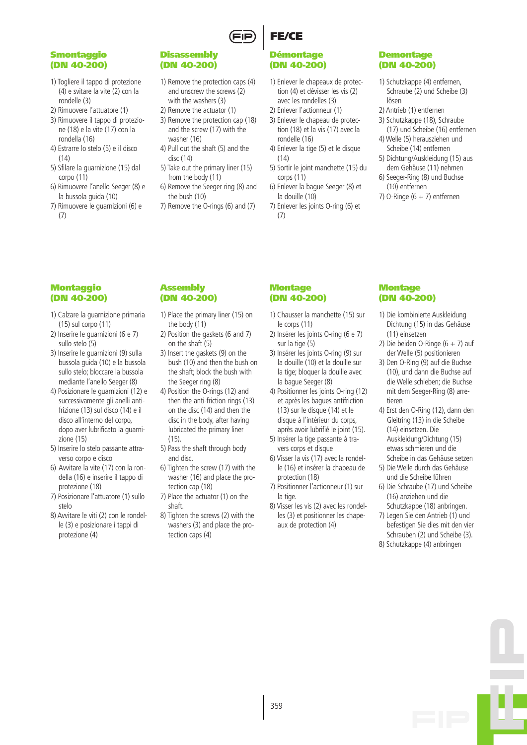## Smontaggio (DN 40-200)

1) Togliere il tappo di protezione (4) e svitare la vite (2) con la rondelle (3)
2) Rimuovere l'attuatore (1)
3) Rimuovere il tappo di protezione (18) e la vite (17) con la rondella (16)
4) Estrarre lo stelo (5) e il disco (14)
5) Sfilare la guarnizione (15) dal corpo (11)
6) Rimuovere l'anello Seeger (8) e la bussola guida (10)
7) Rimuovere le guarnizioni (6) e (7)

## Disassembly (DN 40-200)

1) Remove the protection caps (4) and unscrew the screws (2) with the washers (3)
2) Remove the actuator (1)
3) Remove the protection cap (18) and the screw (17) with the washer (16)
4) Pull out the shaft (5) and the disc (14)
5) Take out the primary liner (15) from the body (11)
6) Remove the Seeger ring (8) and the bush (10)
7) Remove the O-rings (6) and (7)

## Démontage (DN 40-200)

1) Enlever le chapeaux de protection (4) et dévisser les vis (2) avec les rondelles (3)
2) Enlever l'actionneur (1)
3) Enlever le chapeau de protection (18) et la vis (17) avec la rondelle (16)
4) Enlever la tige (5) et le disque (14)
5) Sortir le joint manchette (15) du corps (11)
6) Enlever la bague Seeger (8) et la douille (10)
7) Enlever les joints O-ring (6) et (7)

## Demontage (DN 40-200)

1) Schutzkappe (4) entfernen, Schraube (2) und Scheibe (3) lösen
2) Antrieb (1) entfernen
3) Schutzkappe (18), Schraube (17) und Scheibe (16) entfernen
4) Welle (5) herausziehen und Scheibe (14) entfernen
5) Dichtung/Auskleidung (15) aus dem Gehäuse (11) nehmen
6) Seeger-Ring (8) und Buchse (10) entfernen
7) O-Ringe (6 + 7) entfernen

## Montaggio (DN 40-200)

1) Calzare la guarnizione primaria (15) sul corpo (11)
2) Inserire le guarnizioni (6 e 7) sullo stelo (5)
3) Inserire le guarnizioni (9) sulla bussola guida (10) e la bussola sullo stelo; bloccare la bussola mediante l'anello Seeger (8)
4) Posizionare le guarnizioni (12) e successivamente gli anelli antifrizione (13) sul disco (14) e il disco all'interno del corpo, dopo aver lubrificato la guarnizione (15)
5) Inserire lo stelo passante attraverso corpo e disco
6) Avvitare la vite (17) con la rondella (16) e inserire il tappo di protezione (18)
7) Posizionare l'attuatore (1) sullo stelo
8) Avvitare le viti (2) con le rondelle (3) e posizionare i tappi di protezione (4)

## Assembly (DN 40-200)

1) Place the primary liner (15) on the body (11)
2) Position the gaskets (6 and 7) on the shaft (5)
3) Insert the gaskets (9) on the bush (10) and then the bush on the shaft; block the bush with the Seeger ring (8)
4) Position the O-rings (12) and then the anti-friction rings (13) on the disc (14) and then the disc in the body, after having lubricated the primary liner (15).
5) Pass the shaft through body and disc.
6) Tighten the screw (17) with the washer (16) and place the protection cap (18)
7) Place the actuator (1) on the shaft.
8) Tighten the screws (2) with the washers (3) and place the protection caps (4)

## Montage (DN 40-200)

1) Chausser la manchette (15) sur le corps (11)
2) Insérer les joints O-ring (6 e 7) sur la tige (5)
3) Insérer les joints O-ring (9) sur la douille (10) et la douille sur la tige; bloquer la douille avec la bague Seeger (8)
4) Positionner les joints O-ring (12) et après les bagues antifriction (13) sur le disque (14) et le disque à l'intérieur du corps, après avoir lubrifié le joint (15).
5) Insérer la tige passante à travers corps et disque
6) Visser la vis (17) avec la rondelle (16) et insérer la chapeau de protection (18)
7) Positionner l'actionneur (1) sur la tige.
8) Visser les vis (2) avec les rondelles (3) et positionner les chapeaux de protection (4)

## Montage (DN 40-200)

1) Die kombinierte Auskleidung Dichtung (15) in das Gehäuse (11) einsetzen
2) Die beiden O-Ringe (6 + 7) auf der Welle (5) positionieren
3) Den O-Ring (9) auf die Buchse (10), und dann die Buchse auf die Welle schieben; die Buchse mit dem Seeger-Ring (8) arretieren
4) Erst den O-Ring (12), dann den Gleitring (13) in die Scheibe (14) einsetzen. Die Auskleidung/Dichtung (15) etwas schmieren und die Scheibe in das Gehäuse setzen
5) Die Welle durch das Gehäuse und die Scheibe führen
6) Die Schraube (17) und Scheibe (16) anziehen und die Schutzkappe (18) anbringen.
7) Legen Sie den Antrieb (1) und befestigen Sie dies mit den vier Schrauben (2) und Scheibe (3).
8) Schutzkappe (4) anbringen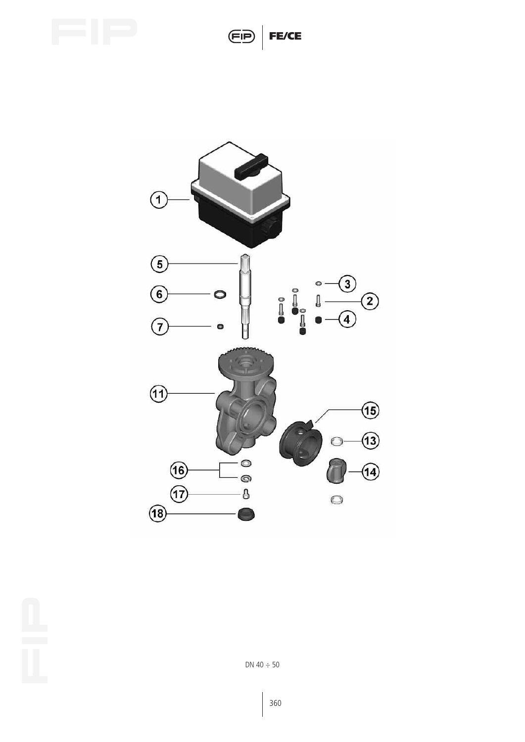DN 40 ÷ 50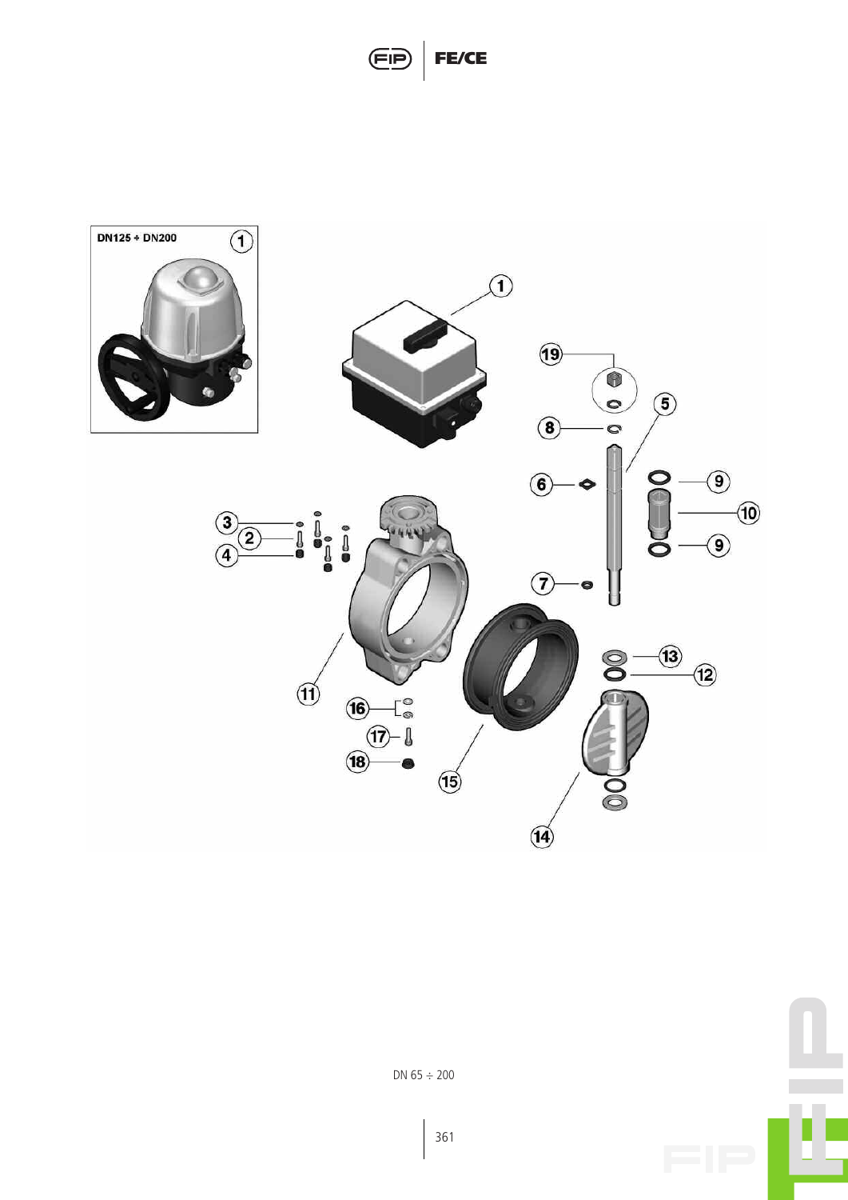DN125 ÷ DN200

DN 65 ÷ 200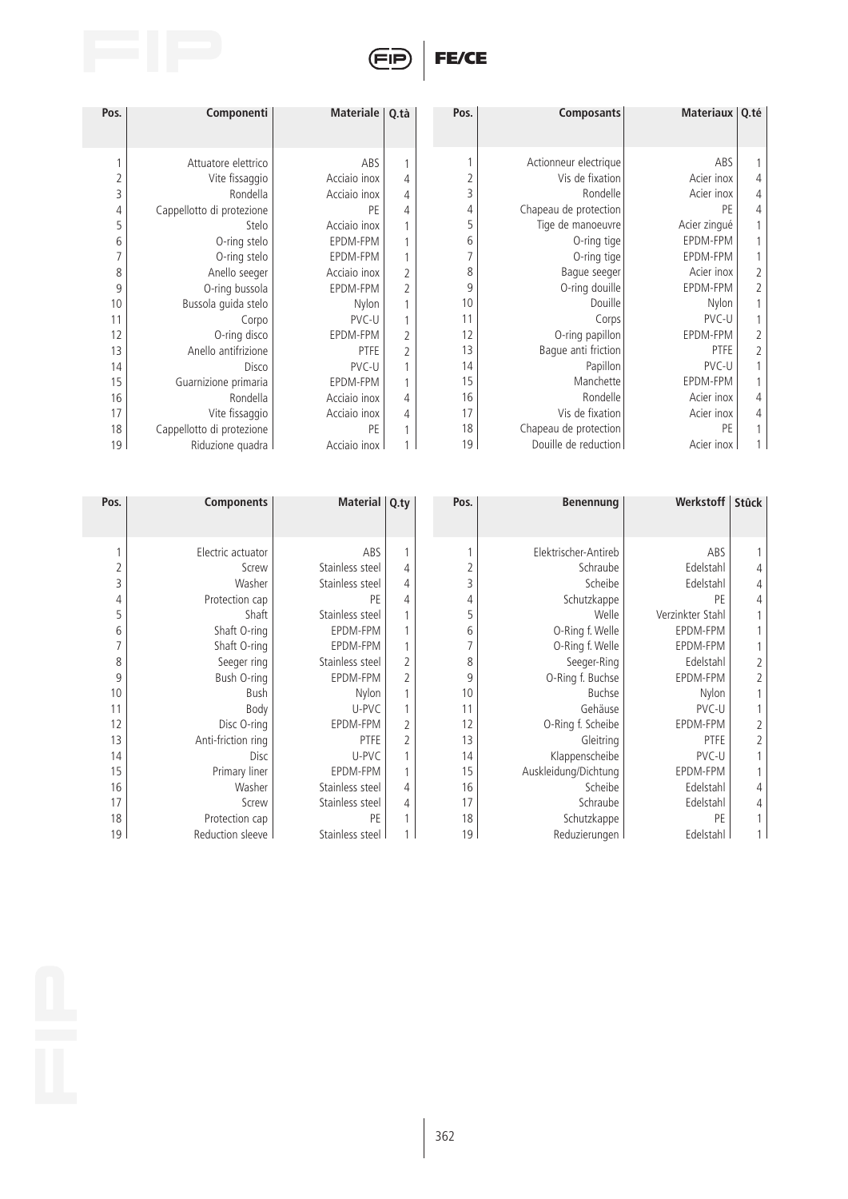| Pos. | Componenti | Materiale | Q.tà |
|---|---|---|---|
| 1 | Attuatore elettrico | ABS | 1 |
| 2 | Vite fissaggio | Acciaio inox | 4 |
| 3 | Rondella | Acciaio inox | 4 |
| 4 | Cappellotto di protezione | PE | 4 |
| 5 | Stelo | Acciaio inox | 1 |
| 6 | O-ring stelo | EPDM-FPM | 1 |
| 7 | O-ring stelo | EPDM-FPM | 1 |
| 8 | Anello seeger | Acciaio inox | 2 |
| 9 | O-ring bussola | EPDM-FPM | 2 |
| 10 | Bussola guida stelo | Nylon | 1 |
| 11 | Corpo | PVC-U | 1 |
| 12 | O-ring disco | EPDM-FPM | 2 |
| 13 | Anello antifrizione | PTFE | 2 |
| 14 | Disco | PVC-U | 1 |
| 15 | Guarnizione primaria | EPDM-FPM | 1 |
| 16 | Rondella | Acciaio inox | 4 |
| 17 | Vite fissaggio | Acciaio inox | 4 |
| 18 | Cappellotto di protezione | PE | 1 |
| 19 | Riduzione quadra | Acciaio inox | 1 |

| Pos. | Composants | Materiaux | Q.té |
|---|---|---|---|
| 1 | Actionneur electrique | ABS | 1 |
| 2 | Vis de fixation | Acier inox | 4 |
| 3 | Rondelle | Acier inox | 4 |
| 4 | Chapeau de protection | PE | 4 |
| 5 | Tige de manoeuvre | Acier zingué | 1 |
| 6 | O-ring tige | EPDM-FPM | 1 |
| 7 | O-ring tige | EPDM-FPM | 1 |
| 8 | Bague seeger | Acier inox | 2 |
| 9 | O-ring douille | EPDM-FPM | 2 |
| 10 | Douille | Nylon | 1 |
| 11 | Corps | PVC-U | 1 |
| 12 | O-ring papillon | EPDM-FPM | 2 |
| 13 | Bague anti friction | PTFE | 2 |
| 14 | Papillon | PVC-U | 1 |
| 15 | Manchette | EPDM-FPM | 1 |
| 16 | Rondelle | Acier inox | 4 |
| 17 | Vis de fixation | Acier inox | 4 |
| 18 | Chapeau de protection | PE | 1 |
| 19 | Douille de reduction | Acier inox | 1 |

| Pos. | Components | Material | Q.ty |
|---|---|---|---|
| 1 | Electric actuator | ABS | 1 |
| 2 | Screw | Stainless steel | 4 |
| 3 | Washer | Stainless steel | 4 |
| 4 | Protection cap | PE | 4 |
| 5 | Shaft | Stainless steel | 1 |
| 6 | Shaft O-ring | EPDM-FPM | 1 |
| 7 | Shaft O-ring | EPDM-FPM | 1 |
| 8 | Seeger ring | Stainless steel | 2 |
| 9 | Bush O-ring | EPDM-FPM | 2 |
| 10 | Bush | Nylon | 1 |
| 11 | Body | U-PVC | 1 |
| 12 | Disc O-ring | EPDM-FPM | 2 |
| 13 | Anti-friction ring | PTFE | 2 |
| 14 | Disc | U-PVC | 1 |
| 15 | Primary liner | EPDM-FPM | 1 |
| 16 | Washer | Stainless steel | 4 |
| 17 | Screw | Stainless steel | 4 |
| 18 | Protection cap | PE | 1 |
| 19 | Reduction sleeve | Stainless steel | 1 |

| Pos. | Benennung | Werkstoff | Stück |
|---|---|---|---|
| 1 | Elektrischer-Antireb | ABS | 1 |
| 2 | Schraube | Edelstahl | 4 |
| 3 | Scheibe | Edelstahl | 4 |
| 4 | Schutzkappe | PE | 4 |
| 5 | Welle | Verzinkter Stahl | 1 |
| 6 | O-Ring f. Welle | EPDM-FPM | 1 |
| 7 | O-Ring f. Welle | EPDM-FPM | 1 |
| 8 | Seeger-Ring | Edelstahl | 2 |
| 9 | O-Ring f. Buchse | EPDM-FPM | 2 |
| 10 | Buchse | Nylon | 1 |
| 11 | Gehäuse | PVC-U | 1 |
| 12 | O-Ring f. Scheibe | EPDM-FPM | 2 |
| 13 | Gleitring | PTFE | 2 |
| 14 | Klappenscheibe | PVC-U | 1 |
| 15 | Auskleidung/Dichtung | EPDM-FPM | 1 |
| 16 | Scheibe | Edelstahl | 4 |
| 17 | Schraube | Edelstahl | 4 |
| 18 | Schutzkappe | PE | 1 |
| 19 | Reduzierungen | Edelstahl | 1 |